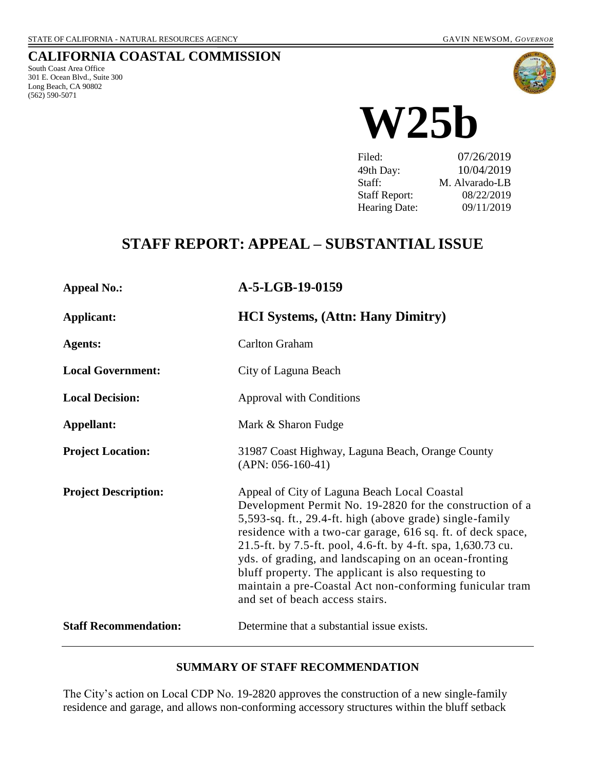STATE OF CALIFORNIA - NATURAL RESOURCES AGENCY GAVIN NEWSOM, *GOVERNOR*

# CALIFORNIA COASTAL COMMISSION

South Coast Area Office
301 E. Ocean Blvd., Suite 300
Long Beach, CA 90802
(562) 590-5071

# W25b

| | |
|---|---|
| Filed: | 07/26/2019 |
| 49th Day: | 10/04/2019 |
| Staff: | M. Alvarado-LB |
| Staff Report: | 08/22/2019 |
| Hearing Date: | 09/11/2019 |

## STAFF REPORT: APPEAL – SUBSTANTIAL ISSUE

| | |
|---|---|
| **Appeal No.:** | **A-5-LGB-19-0159** |
| **Applicant:** | **HCI Systems, (Attn: Hany Dimitry)** |
| **Agents:** | Carlton Graham |
| **Local Government:** | City of Laguna Beach |
| **Local Decision:** | Approval with Conditions |
| **Appellant:** | Mark & Sharon Fudge |
| **Project Location:** | 31987 Coast Highway, Laguna Beach, Orange County (APN: 056-160-41) |
| **Project Description:** | Appeal of City of Laguna Beach Local Coastal Development Permit No. 19-2820 for the construction of a 5,593-sq. ft., 29.4-ft. high (above grade) single-family residence with a two-car garage, 616 sq. ft. of deck space, 21.5-ft. by 7.5-ft. pool, 4.6-ft. by 4-ft. spa, 1,630.73 cu. yds. of grading, and landscaping on an ocean-fronting bluff property. The applicant is also requesting to maintain a pre-Coastal Act non-conforming funicular tram and set of beach access stairs. |
| **Staff Recommendation:** | Determine that a substantial issue exists. |

### SUMMARY OF STAFF RECOMMENDATION

The City's action on Local CDP No. 19-2820 approves the construction of a new single-family residence and garage, and allows non-conforming accessory structures within the bluff setback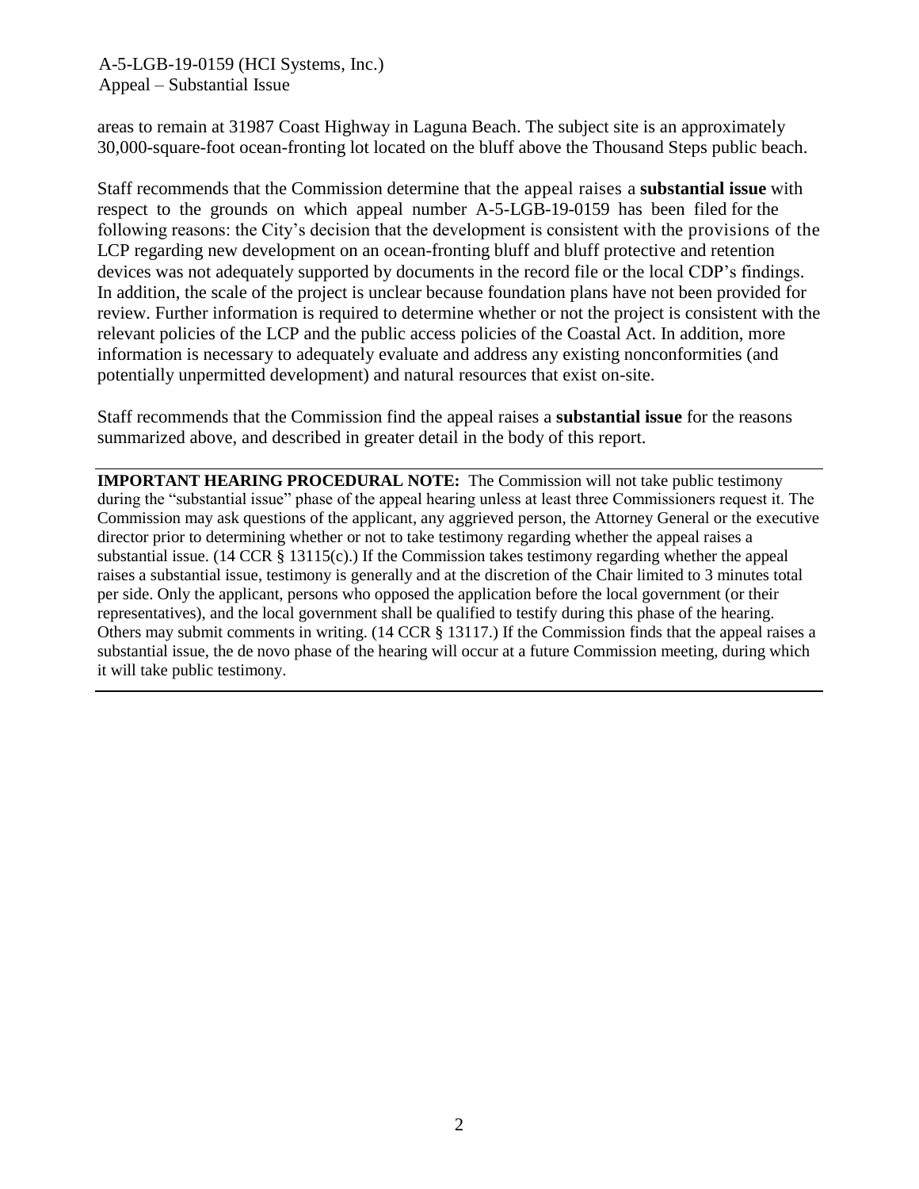areas to remain at 31987 Coast Highway in Laguna Beach. The subject site is an approximately 30,000-square-foot ocean-fronting lot located on the bluff above the Thousand Steps public beach.

Staff recommends that the Commission determine that the appeal raises a **substantial issue** with respect to the grounds on which appeal number A-5-LGB-19-0159 has been filed for the following reasons: the City's decision that the development is consistent with the provisions of the LCP regarding new development on an ocean-fronting bluff and bluff protective and retention devices was not adequately supported by documents in the record file or the local CDP's findings. In addition, the scale of the project is unclear because foundation plans have not been provided for review. Further information is required to determine whether or not the project is consistent with the relevant policies of the LCP and the public access policies of the Coastal Act. In addition, more information is necessary to adequately evaluate and address any existing nonconformities (and potentially unpermitted development) and natural resources that exist on-site.

Staff recommends that the Commission find the appeal raises a **substantial issue** for the reasons summarized above, and described in greater detail in the body of this report.

---

**IMPORTANT HEARING PROCEDURAL NOTE:** The Commission will not take public testimony during the "substantial issue" phase of the appeal hearing unless at least three Commissioners request it. The Commission may ask questions of the applicant, any aggrieved person, the Attorney General or the executive director prior to determining whether or not to take testimony regarding whether the appeal raises a substantial issue. (14 CCR § 13115(c).) If the Commission takes testimony regarding whether the appeal raises a substantial issue, testimony is generally and at the discretion of the Chair limited to 3 minutes total per side. Only the applicant, persons who opposed the application before the local government (or their representatives), and the local government shall be qualified to testify during this phase of the hearing. Others may submit comments in writing. (14 CCR § 13117.) If the Commission finds that the appeal raises a substantial issue, the de novo phase of the hearing will occur at a future Commission meeting, during which it will take public testimony.

---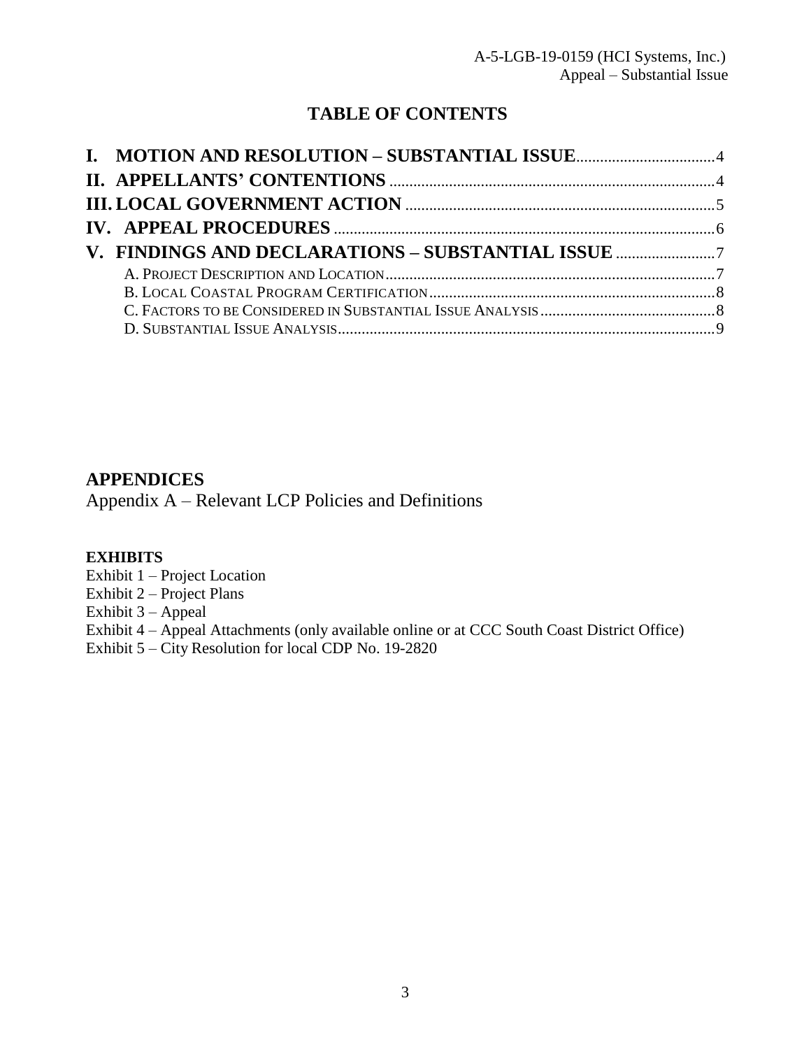# TABLE OF CONTENTS

**I. MOTION AND RESOLUTION – SUBSTANTIAL ISSUE** .......... 4
**II. APPELLANTS' CONTENTIONS** .......... 4
**III. LOCAL GOVERNMENT ACTION** .......... 5
**IV. APPEAL PROCEDURES** .......... 6
**V. FINDINGS AND DECLARATIONS – SUBSTANTIAL ISSUE** .......... 7
- A. Project Description and Location .......... 7
- B. Local Coastal Program Certification .......... 8
- C. Factors to be Considered in Substantial Issue Analysis .......... 8
- D. Substantial Issue Analysis .......... 9

## APPENDICES

Appendix A – Relevant LCP Policies and Definitions

**EXHIBITS**

Exhibit 1 – Project Location
Exhibit 2 – Project Plans
Exhibit 3 – Appeal
Exhibit 4 – Appeal Attachments (only available online or at CCC South Coast District Office)
Exhibit 5 – City Resolution for local CDP No. 19-2820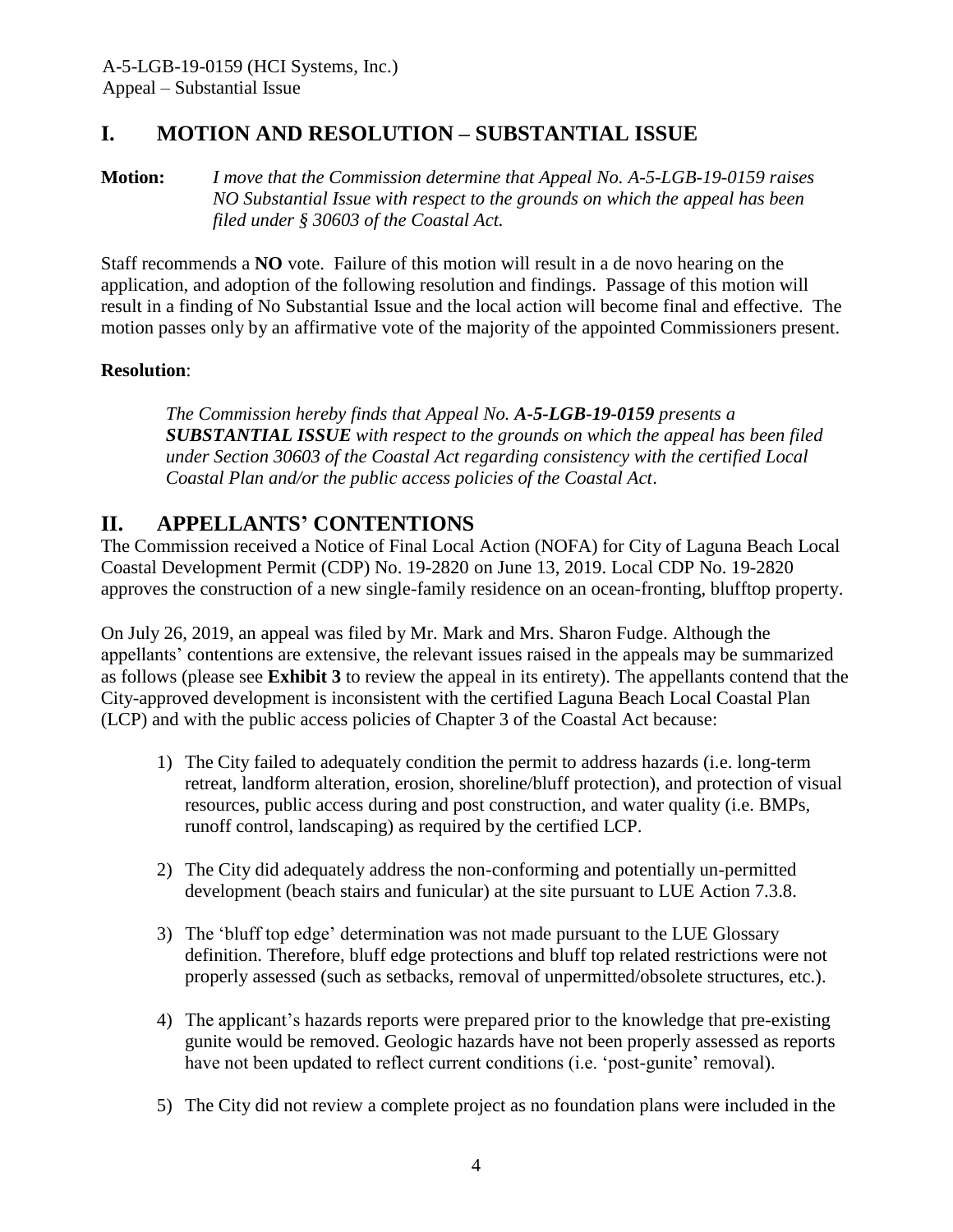## I. MOTION AND RESOLUTION – SUBSTANTIAL ISSUE

**Motion:** *I move that the Commission determine that Appeal No. A-5-LGB-19-0159 raises NO Substantial Issue with respect to the grounds on which the appeal has been filed under § 30603 of the Coastal Act.*

Staff recommends a **NO** vote. Failure of this motion will result in a de novo hearing on the application, and adoption of the following resolution and findings. Passage of this motion will result in a finding of No Substantial Issue and the local action will become final and effective. The motion passes only by an affirmative vote of the majority of the appointed Commissioners present.

**Resolution**:

*The Commission hereby finds that Appeal No. **A-5-LGB-19-0159** presents a **SUBSTANTIAL ISSUE** with respect to the grounds on which the appeal has been filed under Section 30603 of the Coastal Act regarding consistency with the certified Local Coastal Plan and/or the public access policies of the Coastal Act*.

## II. APPELLANTS' CONTENTIONS

The Commission received a Notice of Final Local Action (NOFA) for City of Laguna Beach Local Coastal Development Permit (CDP) No. 19-2820 on June 13, 2019. Local CDP No. 19-2820 approves the construction of a new single-family residence on an ocean-fronting, blufftop property.

On July 26, 2019, an appeal was filed by Mr. Mark and Mrs. Sharon Fudge. Although the appellants' contentions are extensive, the relevant issues raised in the appeals may be summarized as follows (please see **Exhibit 3** to review the appeal in its entirety). The appellants contend that the City-approved development is inconsistent with the certified Laguna Beach Local Coastal Plan (LCP) and with the public access policies of Chapter 3 of the Coastal Act because:

1) The City failed to adequately condition the permit to address hazards (i.e. long-term retreat, landform alteration, erosion, shoreline/bluff protection), and protection of visual resources, public access during and post construction, and water quality (i.e. BMPs, runoff control, landscaping) as required by the certified LCP.

2) The City did adequately address the non-conforming and potentially un-permitted development (beach stairs and funicular) at the site pursuant to LUE Action 7.3.8.

3) The 'bluff top edge' determination was not made pursuant to the LUE Glossary definition. Therefore, bluff edge protections and bluff top related restrictions were not properly assessed (such as setbacks, removal of unpermitted/obsolete structures, etc.).

4) The applicant's hazards reports were prepared prior to the knowledge that pre-existing gunite would be removed. Geologic hazards have not been properly assessed as reports have not been updated to reflect current conditions (i.e. 'post-gunite' removal).

5) The City did not review a complete project as no foundation plans were included in the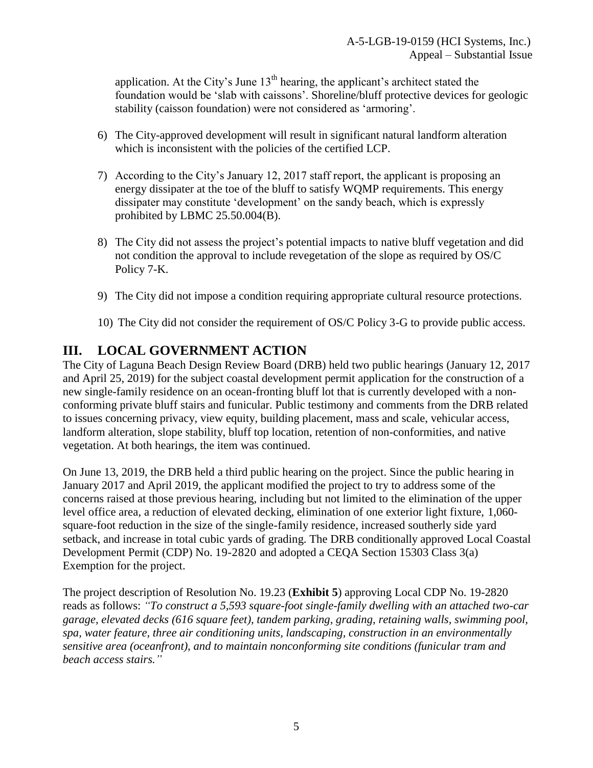application. At the City's June 13th hearing, the applicant's architect stated the foundation would be 'slab with caissons'. Shoreline/bluff protective devices for geologic stability (caisson foundation) were not considered as 'armoring'.

6) The City-approved development will result in significant natural landform alteration which is inconsistent with the policies of the certified LCP.

7) According to the City's January 12, 2017 staff report, the applicant is proposing an energy dissipater at the toe of the bluff to satisfy WQMP requirements. This energy dissipater may constitute 'development' on the sandy beach, which is expressly prohibited by LBMC 25.50.004(B).

8) The City did not assess the project's potential impacts to native bluff vegetation and did not condition the approval to include revegetation of the slope as required by OS/C Policy 7-K.

9) The City did not impose a condition requiring appropriate cultural resource protections.

10) The City did not consider the requirement of OS/C Policy 3-G to provide public access.

## III. LOCAL GOVERNMENT ACTION

The City of Laguna Beach Design Review Board (DRB) held two public hearings (January 12, 2017 and April 25, 2019) for the subject coastal development permit application for the construction of a new single-family residence on an ocean-fronting bluff lot that is currently developed with a non-conforming private bluff stairs and funicular. Public testimony and comments from the DRB related to issues concerning privacy, view equity, building placement, mass and scale, vehicular access, landform alteration, slope stability, bluff top location, retention of non-conformities, and native vegetation. At both hearings, the item was continued.

On June 13, 2019, the DRB held a third public hearing on the project. Since the public hearing in January 2017 and April 2019, the applicant modified the project to try to address some of the concerns raised at those previous hearing, including but not limited to the elimination of the upper level office area, a reduction of elevated decking, elimination of one exterior light fixture, 1,060-square-foot reduction in the size of the single-family residence, increased southerly side yard setback, and increase in total cubic yards of grading. The DRB conditionally approved Local Coastal Development Permit (CDP) No. 19-2820 and adopted a CEQA Section 15303 Class 3(a) Exemption for the project.

The project description of Resolution No. 19.23 (**Exhibit 5**) approving Local CDP No. 19-2820 reads as follows: *"To construct a 5,593 square-foot single-family dwelling with an attached two-car garage, elevated decks (616 square feet), tandem parking, grading, retaining walls, swimming pool, spa, water feature, three air conditioning units, landscaping, construction in an environmentally sensitive area (oceanfront), and to maintain nonconforming site conditions (funicular tram and beach access stairs."*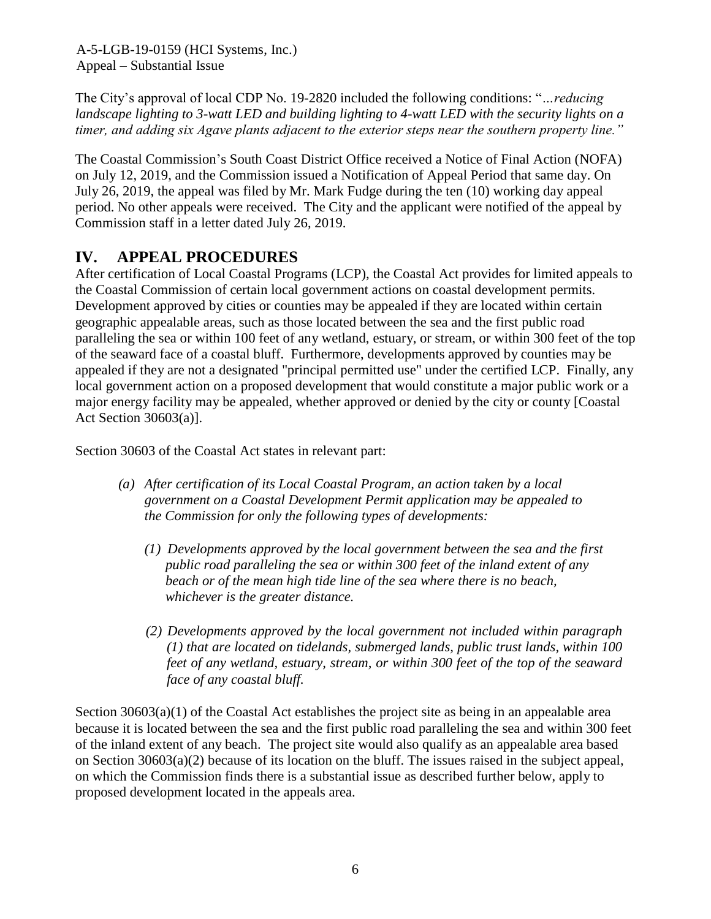The City's approval of local CDP No. 19-2820 included the following conditions: "*...reducing landscape lighting to 3-watt LED and building lighting to 4-watt LED with the security lights on a timer, and adding six Agave plants adjacent to the exterior steps near the southern property line."*

The Coastal Commission's South Coast District Office received a Notice of Final Action (NOFA) on July 12, 2019, and the Commission issued a Notification of Appeal Period that same day. On July 26, 2019, the appeal was filed by Mr. Mark Fudge during the ten (10) working day appeal period. No other appeals were received. The City and the applicant were notified of the appeal by Commission staff in a letter dated July 26, 2019.

## IV. APPEAL PROCEDURES

After certification of Local Coastal Programs (LCP), the Coastal Act provides for limited appeals to the Coastal Commission of certain local government actions on coastal development permits. Development approved by cities or counties may be appealed if they are located within certain geographic appealable areas, such as those located between the sea and the first public road paralleling the sea or within 100 feet of any wetland, estuary, or stream, or within 300 feet of the top of the seaward face of a coastal bluff. Furthermore, developments approved by counties may be appealed if they are not a designated "principal permitted use" under the certified LCP. Finally, any local government action on a proposed development that would constitute a major public work or a major energy facility may be appealed, whether approved or denied by the city or county [Coastal Act Section 30603(a)].

Section 30603 of the Coastal Act states in relevant part:

> *(a) After certification of its Local Coastal Program, an action taken by a local government on a Coastal Development Permit application may be appealed to the Commission for only the following types of developments:*
>
> *(1) Developments approved by the local government between the sea and the first public road paralleling the sea or within 300 feet of the inland extent of any beach or of the mean high tide line of the sea where there is no beach, whichever is the greater distance.*
>
> *(2) Developments approved by the local government not included within paragraph (1) that are located on tidelands, submerged lands, public trust lands, within 100 feet of any wetland, estuary, stream, or within 300 feet of the top of the seaward face of any coastal bluff.*

Section 30603(a)(1) of the Coastal Act establishes the project site as being in an appealable area because it is located between the sea and the first public road paralleling the sea and within 300 feet of the inland extent of any beach. The project site would also qualify as an appealable area based on Section 30603(a)(2) because of its location on the bluff. The issues raised in the subject appeal, on which the Commission finds there is a substantial issue as described further below, apply to proposed development located in the appeals area.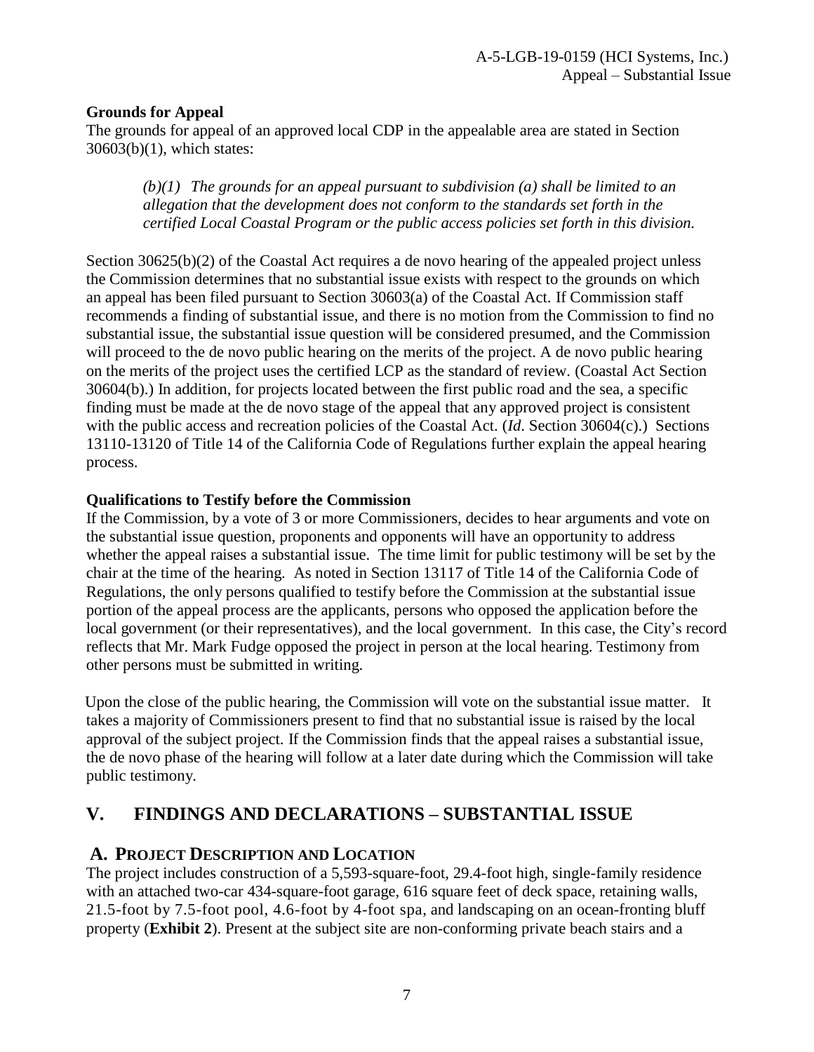**Grounds for Appeal**

The grounds for appeal of an approved local CDP in the appealable area are stated in Section 30603(b)(1), which states:

> *(b)(1) The grounds for an appeal pursuant to subdivision (a) shall be limited to an allegation that the development does not conform to the standards set forth in the certified Local Coastal Program or the public access policies set forth in this division.*

Section 30625(b)(2) of the Coastal Act requires a de novo hearing of the appealed project unless the Commission determines that no substantial issue exists with respect to the grounds on which an appeal has been filed pursuant to Section 30603(a) of the Coastal Act. If Commission staff recommends a finding of substantial issue, and there is no motion from the Commission to find no substantial issue, the substantial issue question will be considered presumed, and the Commission will proceed to the de novo public hearing on the merits of the project. A de novo public hearing on the merits of the project uses the certified LCP as the standard of review. (Coastal Act Section 30604(b).) In addition, for projects located between the first public road and the sea, a specific finding must be made at the de novo stage of the appeal that any approved project is consistent with the public access and recreation policies of the Coastal Act. (*Id.* Section 30604(c).) Sections 13110-13120 of Title 14 of the California Code of Regulations further explain the appeal hearing process.

**Qualifications to Testify before the Commission**

If the Commission, by a vote of 3 or more Commissioners, decides to hear arguments and vote on the substantial issue question, proponents and opponents will have an opportunity to address whether the appeal raises a substantial issue. The time limit for public testimony will be set by the chair at the time of the hearing. As noted in Section 13117 of Title 14 of the California Code of Regulations, the only persons qualified to testify before the Commission at the substantial issue portion of the appeal process are the applicants, persons who opposed the application before the local government (or their representatives), and the local government. In this case, the City's record reflects that Mr. Mark Fudge opposed the project in person at the local hearing. Testimony from other persons must be submitted in writing.

Upon the close of the public hearing, the Commission will vote on the substantial issue matter. It takes a majority of Commissioners present to find that no substantial issue is raised by the local approval of the subject project. If the Commission finds that the appeal raises a substantial issue, the de novo phase of the hearing will follow at a later date during which the Commission will take public testimony.

# V. FINDINGS AND DECLARATIONS – SUBSTANTIAL ISSUE

## A. PROJECT DESCRIPTION AND LOCATION

The project includes construction of a 5,593-square-foot, 29.4-foot high, single-family residence with an attached two-car 434-square-foot garage, 616 square feet of deck space, retaining walls, 21.5-foot by 7.5-foot pool, 4.6-foot by 4-foot spa, and landscaping on an ocean-fronting bluff property (**Exhibit 2**). Present at the subject site are non-conforming private beach stairs and a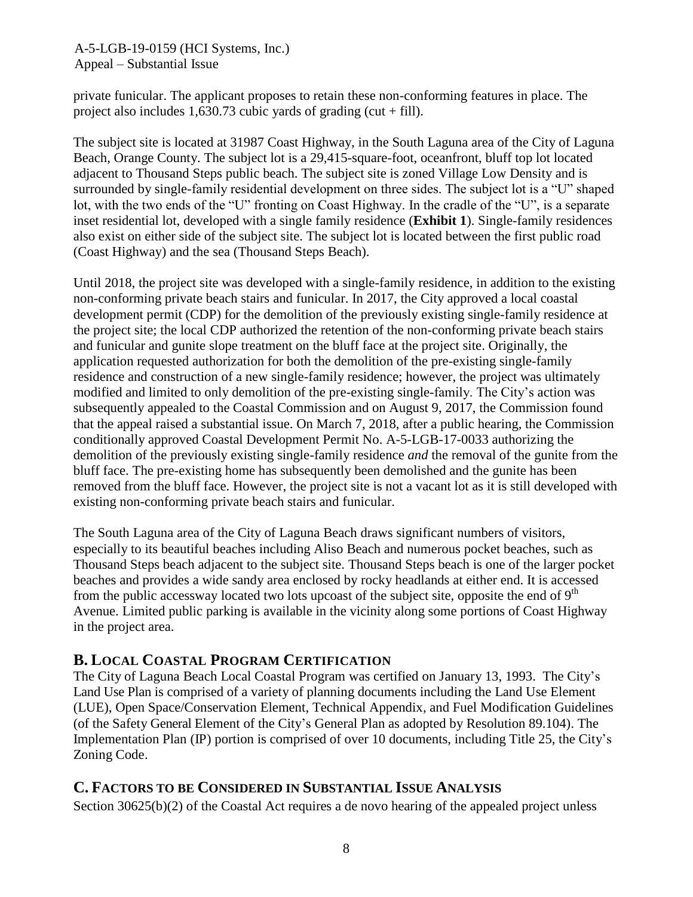private funicular. The applicant proposes to retain these non-conforming features in place. The project also includes 1,630.73 cubic yards of grading (cut + fill).

The subject site is located at 31987 Coast Highway, in the South Laguna area of the City of Laguna Beach, Orange County. The subject lot is a 29,415-square-foot, oceanfront, bluff top lot located adjacent to Thousand Steps public beach. The subject site is zoned Village Low Density and is surrounded by single-family residential development on three sides. The subject lot is a "U" shaped lot, with the two ends of the "U" fronting on Coast Highway. In the cradle of the "U", is a separate inset residential lot, developed with a single family residence (**Exhibit 1**). Single-family residences also exist on either side of the subject site. The subject lot is located between the first public road (Coast Highway) and the sea (Thousand Steps Beach).

Until 2018, the project site was developed with a single-family residence, in addition to the existing non-conforming private beach stairs and funicular. In 2017, the City approved a local coastal development permit (CDP) for the demolition of the previously existing single-family residence at the project site; the local CDP authorized the retention of the non-conforming private beach stairs and funicular and gunite slope treatment on the bluff face at the project site. Originally, the application requested authorization for both the demolition of the pre-existing single-family residence and construction of a new single-family residence; however, the project was ultimately modified and limited to only demolition of the pre-existing single-family. The City's action was subsequently appealed to the Coastal Commission and on August 9, 2017, the Commission found that the appeal raised a substantial issue. On March 7, 2018, after a public hearing, the Commission conditionally approved Coastal Development Permit No. A-5-LGB-17-0033 authorizing the demolition of the previously existing single-family residence *and* the removal of the gunite from the bluff face. The pre-existing home has subsequently been demolished and the gunite has been removed from the bluff face. However, the project site is not a vacant lot as it is still developed with existing non-conforming private beach stairs and funicular.

The South Laguna area of the City of Laguna Beach draws significant numbers of visitors, especially to its beautiful beaches including Aliso Beach and numerous pocket beaches, such as Thousand Steps beach adjacent to the subject site. Thousand Steps beach is one of the larger pocket beaches and provides a wide sandy area enclosed by rocky headlands at either end. It is accessed from the public accessway located two lots upcoast of the subject site, opposite the end of 9th Avenue. Limited public parking is available in the vicinity along some portions of Coast Highway in the project area.

## B. Local Coastal Program Certification

The City of Laguna Beach Local Coastal Program was certified on January 13, 1993. The City's Land Use Plan is comprised of a variety of planning documents including the Land Use Element (LUE), Open Space/Conservation Element, Technical Appendix, and Fuel Modification Guidelines (of the Safety General Element of the City's General Plan as adopted by Resolution 89.104). The Implementation Plan (IP) portion is comprised of over 10 documents, including Title 25, the City's Zoning Code.

## C. Factors to be Considered in Substantial Issue Analysis

Section 30625(b)(2) of the Coastal Act requires a de novo hearing of the appealed project unless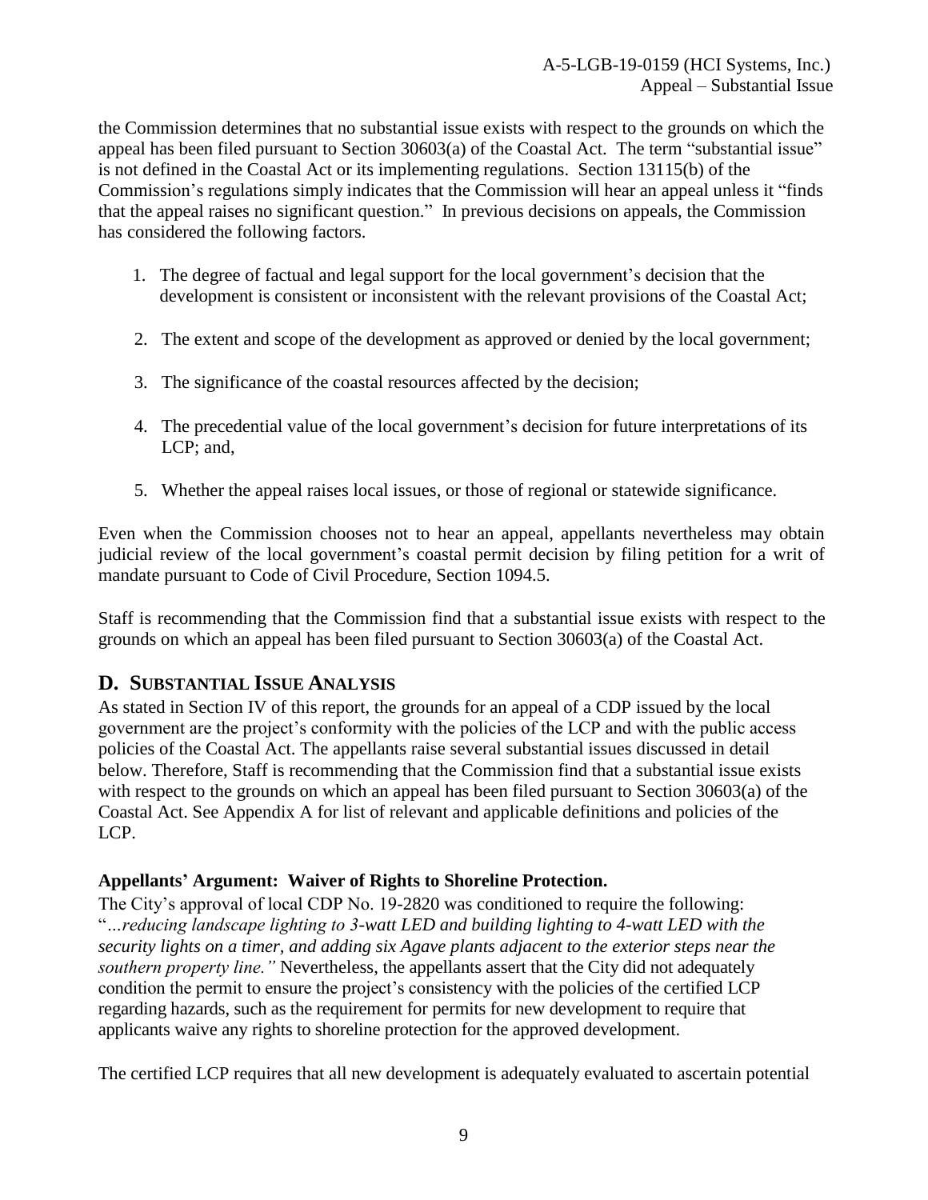the Commission determines that no substantial issue exists with respect to the grounds on which the appeal has been filed pursuant to Section 30603(a) of the Coastal Act. The term "substantial issue" is not defined in the Coastal Act or its implementing regulations. Section 13115(b) of the Commission's regulations simply indicates that the Commission will hear an appeal unless it "finds that the appeal raises no significant question." In previous decisions on appeals, the Commission has considered the following factors.

1. The degree of factual and legal support for the local government's decision that the development is consistent or inconsistent with the relevant provisions of the Coastal Act;
2. The extent and scope of the development as approved or denied by the local government;
3. The significance of the coastal resources affected by the decision;
4. The precedential value of the local government's decision for future interpretations of its LCP; and,
5. Whether the appeal raises local issues, or those of regional or statewide significance.

Even when the Commission chooses not to hear an appeal, appellants nevertheless may obtain judicial review of the local government's coastal permit decision by filing petition for a writ of mandate pursuant to Code of Civil Procedure, Section 1094.5.

Staff is recommending that the Commission find that a substantial issue exists with respect to the grounds on which an appeal has been filed pursuant to Section 30603(a) of the Coastal Act.

## D. SUBSTANTIAL ISSUE ANALYSIS

As stated in Section IV of this report, the grounds for an appeal of a CDP issued by the local government are the project's conformity with the policies of the LCP and with the public access policies of the Coastal Act. The appellants raise several substantial issues discussed in detail below. Therefore, Staff is recommending that the Commission find that a substantial issue exists with respect to the grounds on which an appeal has been filed pursuant to Section 30603(a) of the Coastal Act. See Appendix A for list of relevant and applicable definitions and policies of the LCP.

**Appellants' Argument: Waiver of Rights to Shoreline Protection.**

The City's approval of local CDP No. 19-2820 was conditioned to require the following: "*…reducing landscape lighting to 3-watt LED and building lighting to 4-watt LED with the security lights on a timer, and adding six Agave plants adjacent to the exterior steps near the southern property line."* Nevertheless, the appellants assert that the City did not adequately condition the permit to ensure the project's consistency with the policies of the certified LCP regarding hazards, such as the requirement for permits for new development to require that applicants waive any rights to shoreline protection for the approved development.

The certified LCP requires that all new development is adequately evaluated to ascertain potential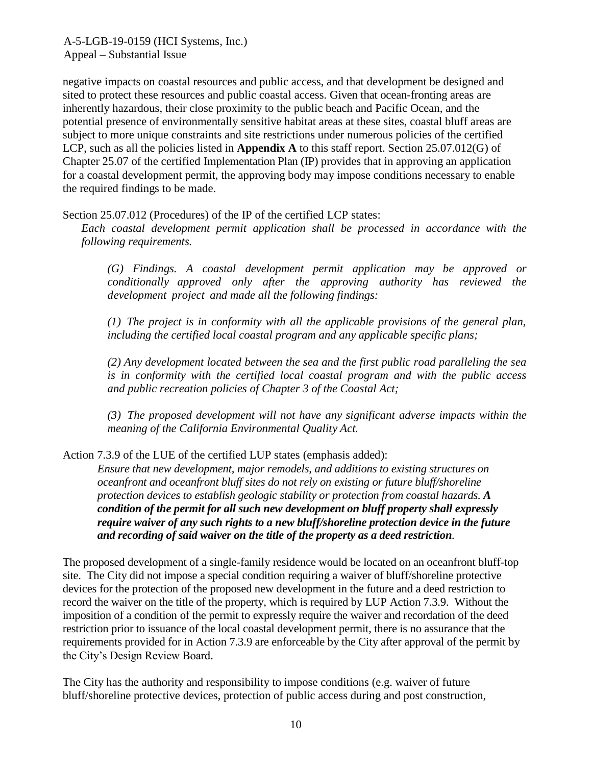negative impacts on coastal resources and public access, and that development be designed and sited to protect these resources and public coastal access. Given that ocean-fronting areas are inherently hazardous, their close proximity to the public beach and Pacific Ocean, and the potential presence of environmentally sensitive habitat areas at these sites, coastal bluff areas are subject to more unique constraints and site restrictions under numerous policies of the certified LCP, such as all the policies listed in **Appendix A** to this staff report. Section 25.07.012(G) of Chapter 25.07 of the certified Implementation Plan (IP) provides that in approving an application for a coastal development permit, the approving body may impose conditions necessary to enable the required findings to be made.

Section 25.07.012 (Procedures) of the IP of the certified LCP states:

> *Each coastal development permit application shall be processed in accordance with the following requirements.*
>
> > *(G) Findings. A coastal development permit application may be approved or conditionally approved only after the approving authority has reviewed the development project and made all the following findings:*
> >
> > *(1) The project is in conformity with all the applicable provisions of the general plan, including the certified local coastal program and any applicable specific plans;*
> >
> > *(2) Any development located between the sea and the first public road paralleling the sea is in conformity with the certified local coastal program and with the public access and public recreation policies of Chapter 3 of the Coastal Act;*
> >
> > *(3) The proposed development will not have any significant adverse impacts within the meaning of the California Environmental Quality Act.*

Action 7.3.9 of the LUE of the certified LUP states (emphasis added):

> *Ensure that new development, major remodels, and additions to existing structures on oceanfront and oceanfront bluff sites do not rely on existing or future bluff/shoreline protection devices to establish geologic stability or protection from coastal hazards.* ***A condition of the permit for all such new development on bluff property shall expressly require waiver of any such rights to a new bluff/shoreline protection device in the future and recording of said waiver on the title of the property as a deed restriction****.*

The proposed development of a single-family residence would be located on an oceanfront bluff-top site. The City did not impose a special condition requiring a waiver of bluff/shoreline protective devices for the protection of the proposed new development in the future and a deed restriction to record the waiver on the title of the property, which is required by LUP Action 7.3.9. Without the imposition of a condition of the permit to expressly require the waiver and recordation of the deed restriction prior to issuance of the local coastal development permit, there is no assurance that the requirements provided for in Action 7.3.9 are enforceable by the City after approval of the permit by the City's Design Review Board.

The City has the authority and responsibility to impose conditions (e.g. waiver of future bluff/shoreline protective devices, protection of public access during and post construction,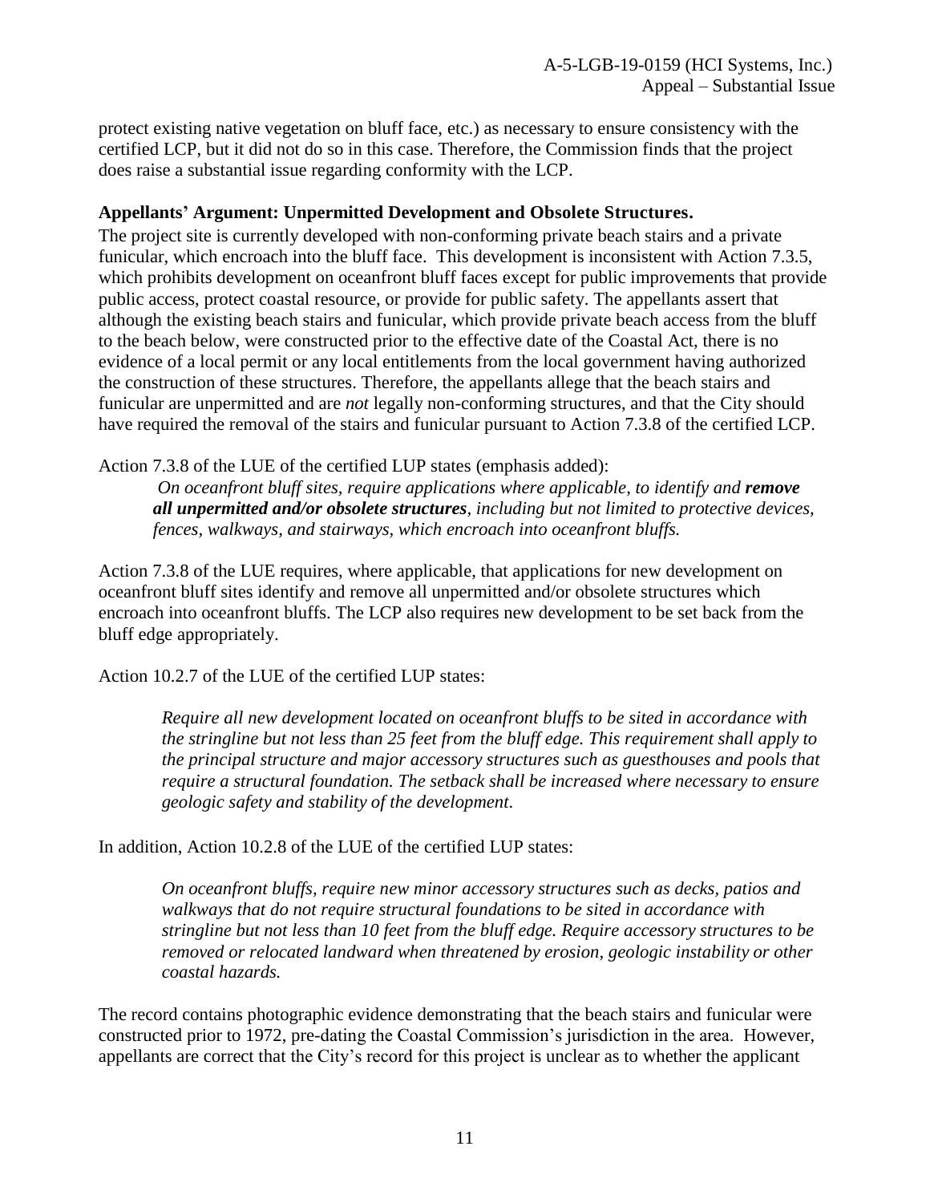protect existing native vegetation on bluff face, etc.) as necessary to ensure consistency with the certified LCP, but it did not do so in this case. Therefore, the Commission finds that the project does raise a substantial issue regarding conformity with the LCP.

**Appellants' Argument: Unpermitted Development and Obsolete Structures.**

The project site is currently developed with non-conforming private beach stairs and a private funicular, which encroach into the bluff face. This development is inconsistent with Action 7.3.5, which prohibits development on oceanfront bluff faces except for public improvements that provide public access, protect coastal resource, or provide for public safety. The appellants assert that although the existing beach stairs and funicular, which provide private beach access from the bluff to the beach below, were constructed prior to the effective date of the Coastal Act, there is no evidence of a local permit or any local entitlements from the local government having authorized the construction of these structures. Therefore, the appellants allege that the beach stairs and funicular are unpermitted and are *not* legally non-conforming structures, and that the City should have required the removal of the stairs and funicular pursuant to Action 7.3.8 of the certified LCP.

Action 7.3.8 of the LUE of the certified LUP states (emphasis added):

> *On oceanfront bluff sites, require applications where applicable, to identify and* ***remove all unpermitted and/or obsolete structures****, including but not limited to protective devices, fences, walkways, and stairways, which encroach into oceanfront bluffs.*

Action 7.3.8 of the LUE requires, where applicable, that applications for new development on oceanfront bluff sites identify and remove all unpermitted and/or obsolete structures which encroach into oceanfront bluffs. The LCP also requires new development to be set back from the bluff edge appropriately.

Action 10.2.7 of the LUE of the certified LUP states:

> *Require all new development located on oceanfront bluffs to be sited in accordance with the stringline but not less than 25 feet from the bluff edge. This requirement shall apply to the principal structure and major accessory structures such as guesthouses and pools that require a structural foundation. The setback shall be increased where necessary to ensure geologic safety and stability of the development.*

In addition, Action 10.2.8 of the LUE of the certified LUP states:

> *On oceanfront bluffs, require new minor accessory structures such as decks, patios and walkways that do not require structural foundations to be sited in accordance with stringline but not less than 10 feet from the bluff edge. Require accessory structures to be removed or relocated landward when threatened by erosion, geologic instability or other coastal hazards.*

The record contains photographic evidence demonstrating that the beach stairs and funicular were constructed prior to 1972, pre-dating the Coastal Commission's jurisdiction in the area. However, appellants are correct that the City's record for this project is unclear as to whether the applicant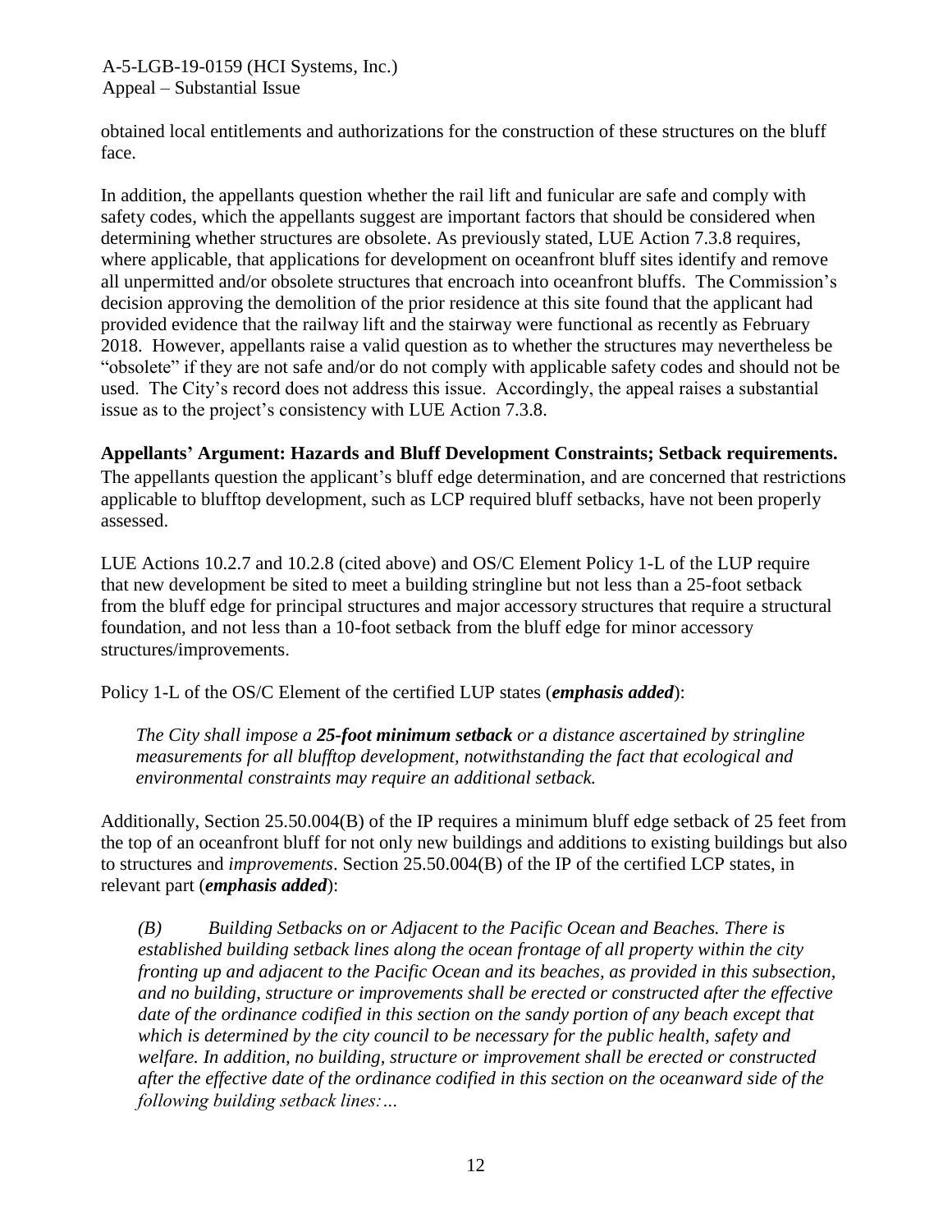obtained local entitlements and authorizations for the construction of these structures on the bluff face.

In addition, the appellants question whether the rail lift and funicular are safe and comply with safety codes, which the appellants suggest are important factors that should be considered when determining whether structures are obsolete. As previously stated, LUE Action 7.3.8 requires, where applicable, that applications for development on oceanfront bluff sites identify and remove all unpermitted and/or obsolete structures that encroach into oceanfront bluffs. The Commission's decision approving the demolition of the prior residence at this site found that the applicant had provided evidence that the railway lift and the stairway were functional as recently as February 2018. However, appellants raise a valid question as to whether the structures may nevertheless be "obsolete" if they are not safe and/or do not comply with applicable safety codes and should not be used. The City's record does not address this issue. Accordingly, the appeal raises a substantial issue as to the project's consistency with LUE Action 7.3.8.

**Appellants' Argument: Hazards and Bluff Development Constraints; Setback requirements.** The appellants question the applicant's bluff edge determination, and are concerned that restrictions applicable to blufftop development, such as LCP required bluff setbacks, have not been properly assessed.

LUE Actions 10.2.7 and 10.2.8 (cited above) and OS/C Element Policy 1-L of the LUP require that new development be sited to meet a building stringline but not less than a 25-foot setback from the bluff edge for principal structures and major accessory structures that require a structural foundation, and not less than a 10-foot setback from the bluff edge for minor accessory structures/improvements.

Policy 1-L of the OS/C Element of the certified LUP states (***emphasis added***):

> *The City shall impose a **25-foot minimum setback** or a distance ascertained by stringline measurements for all blufftop development, notwithstanding the fact that ecological and environmental constraints may require an additional setback.*

Additionally, Section 25.50.004(B) of the IP requires a minimum bluff edge setback of 25 feet from the top of an oceanfront bluff for not only new buildings and additions to existing buildings but also to structures and *improvements*. Section 25.50.004(B) of the IP of the certified LCP states, in relevant part (***emphasis added***):

> *(B) Building Setbacks on or Adjacent to the Pacific Ocean and Beaches. There is established building setback lines along the ocean frontage of all property within the city fronting up and adjacent to the Pacific Ocean and its beaches, as provided in this subsection, and no building, structure or improvements shall be erected or constructed after the effective date of the ordinance codified in this section on the sandy portion of any beach except that which is determined by the city council to be necessary for the public health, safety and welfare. In addition, no building, structure or improvement shall be erected or constructed after the effective date of the ordinance codified in this section on the oceanward side of the following building setback lines:…*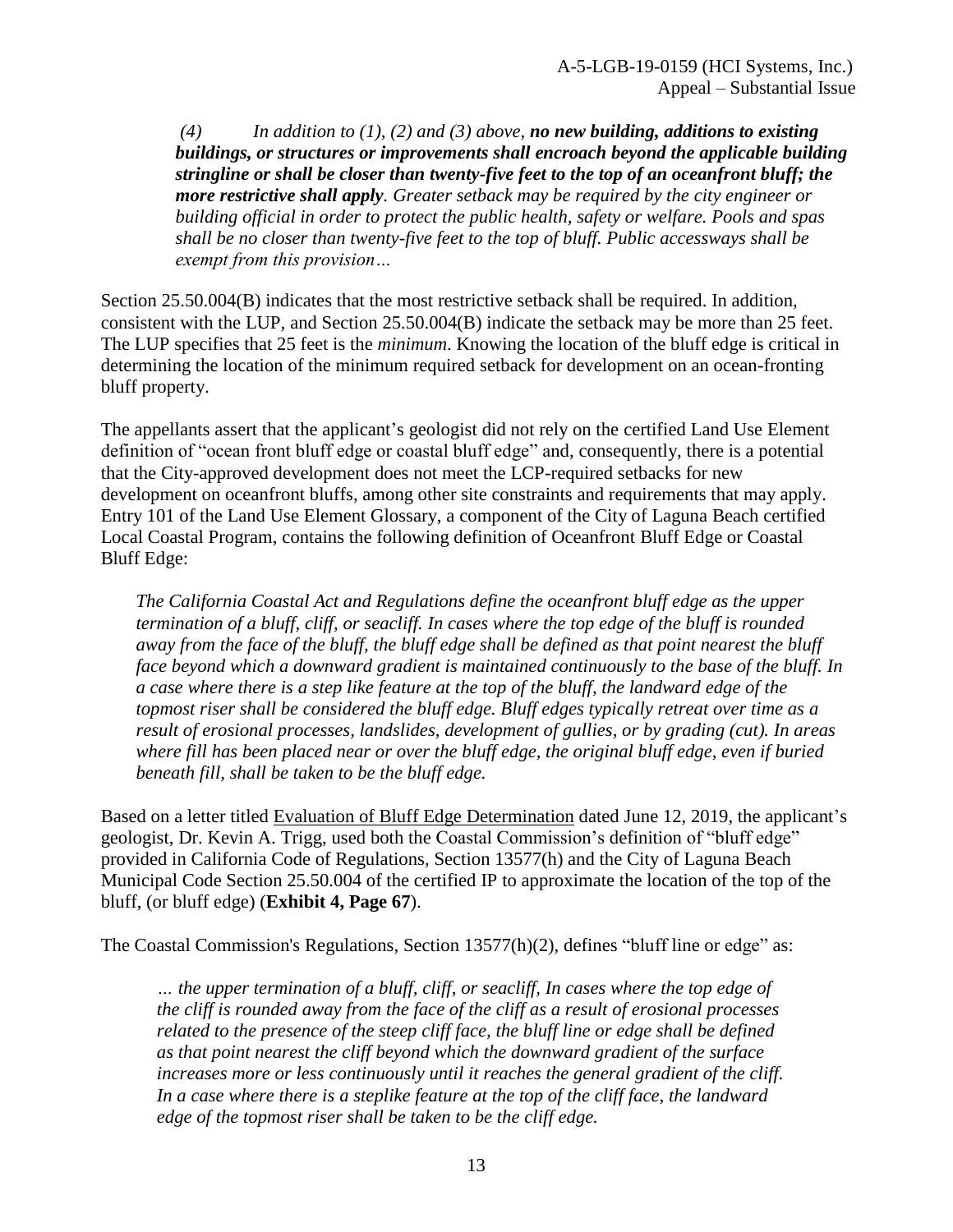*(4) In addition to (1), (2) and (3) above,* ***no new building, additions to existing buildings, or structures or improvements shall encroach beyond the applicable building stringline or shall be closer than twenty-five feet to the top of an oceanfront bluff; the more restrictive shall apply****. Greater setback may be required by the city engineer or building official in order to protect the public health, safety or welfare. Pools and spas shall be no closer than twenty-five feet to the top of bluff. Public accessways shall be exempt from this provision…*

Section 25.50.004(B) indicates that the most restrictive setback shall be required. In addition, consistent with the LUP, and Section 25.50.004(B) indicate the setback may be more than 25 feet. The LUP specifies that 25 feet is the *minimum*. Knowing the location of the bluff edge is critical in determining the location of the minimum required setback for development on an ocean-fronting bluff property.

The appellants assert that the applicant's geologist did not rely on the certified Land Use Element definition of "ocean front bluff edge or coastal bluff edge" and, consequently, there is a potential that the City-approved development does not meet the LCP-required setbacks for new development on oceanfront bluffs, among other site constraints and requirements that may apply. Entry 101 of the Land Use Element Glossary, a component of the City of Laguna Beach certified Local Coastal Program, contains the following definition of Oceanfront Bluff Edge or Coastal Bluff Edge:

*The California Coastal Act and Regulations define the oceanfront bluff edge as the upper termination of a bluff, cliff, or seacliff. In cases where the top edge of the bluff is rounded away from the face of the bluff, the bluff edge shall be defined as that point nearest the bluff face beyond which a downward gradient is maintained continuously to the base of the bluff. In a case where there is a step like feature at the top of the bluff, the landward edge of the topmost riser shall be considered the bluff edge. Bluff edges typically retreat over time as a result of erosional processes, landslides, development of gullies, or by grading (cut). In areas where fill has been placed near or over the bluff edge, the original bluff edge, even if buried beneath fill, shall be taken to be the bluff edge.*

Based on a letter titled Evaluation of Bluff Edge Determination dated June 12, 2019, the applicant's geologist, Dr. Kevin A. Trigg, used both the Coastal Commission's definition of "bluff edge" provided in California Code of Regulations, Section 13577(h) and the City of Laguna Beach Municipal Code Section 25.50.004 of the certified IP to approximate the location of the top of the bluff, (or bluff edge) (**Exhibit 4, Page 67**).

The Coastal Commission's Regulations, Section 13577(h)(2), defines "bluff line or edge" as:

*… the upper termination of a bluff, cliff, or seacliff, In cases where the top edge of the cliff is rounded away from the face of the cliff as a result of erosional processes related to the presence of the steep cliff face, the bluff line or edge shall be defined as that point nearest the cliff beyond which the downward gradient of the surface increases more or less continuously until it reaches the general gradient of the cliff. In a case where there is a steplike feature at the top of the cliff face, the landward edge of the topmost riser shall be taken to be the cliff edge.*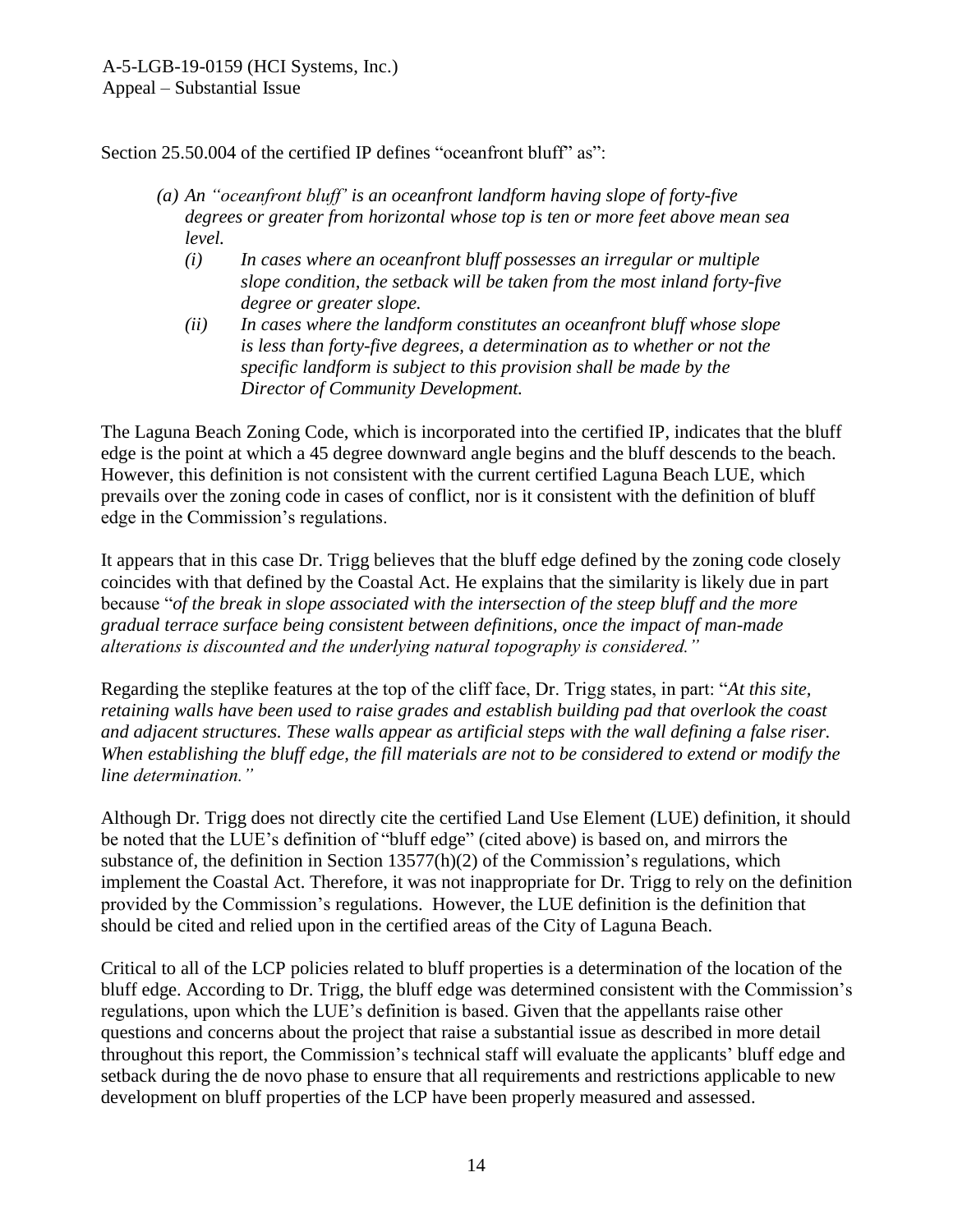Section 25.50.004 of the certified IP defines "oceanfront bluff" as":

> *(a) An "oceanfront bluff" is an oceanfront landform having slope of forty-five degrees or greater from horizontal whose top is ten or more feet above mean sea level.*
>
> *(i) In cases where an oceanfront bluff possesses an irregular or multiple slope condition, the setback will be taken from the most inland forty-five degree or greater slope.*
>
> *(ii) In cases where the landform constitutes an oceanfront bluff whose slope is less than forty-five degrees, a determination as to whether or not the specific landform is subject to this provision shall be made by the Director of Community Development.*

The Laguna Beach Zoning Code, which is incorporated into the certified IP, indicates that the bluff edge is the point at which a 45 degree downward angle begins and the bluff descends to the beach. However, this definition is not consistent with the current certified Laguna Beach LUE, which prevails over the zoning code in cases of conflict, nor is it consistent with the definition of bluff edge in the Commission's regulations.

It appears that in this case Dr. Trigg believes that the bluff edge defined by the zoning code closely coincides with that defined by the Coastal Act. He explains that the similarity is likely due in part because "*of the break in slope associated with the intersection of the steep bluff and the more gradual terrace surface being consistent between definitions, once the impact of man-made alterations is discounted and the underlying natural topography is considered.*"

Regarding the steplike features at the top of the cliff face, Dr. Trigg states, in part: "*At this site, retaining walls have been used to raise grades and establish building pad that overlook the coast and adjacent structures. These walls appear as artificial steps with the wall defining a false riser. When establishing the bluff edge, the fill materials are not to be considered to extend or modify the line determination.*"

Although Dr. Trigg does not directly cite the certified Land Use Element (LUE) definition, it should be noted that the LUE's definition of "bluff edge" (cited above) is based on, and mirrors the substance of, the definition in Section 13577(h)(2) of the Commission's regulations, which implement the Coastal Act. Therefore, it was not inappropriate for Dr. Trigg to rely on the definition provided by the Commission's regulations. However, the LUE definition is the definition that should be cited and relied upon in the certified areas of the City of Laguna Beach.

Critical to all of the LCP policies related to bluff properties is a determination of the location of the bluff edge. According to Dr. Trigg, the bluff edge was determined consistent with the Commission's regulations, upon which the LUE's definition is based. Given that the appellants raise other questions and concerns about the project that raise a substantial issue as described in more detail throughout this report, the Commission's technical staff will evaluate the applicants' bluff edge and setback during the de novo phase to ensure that all requirements and restrictions applicable to new development on bluff properties of the LCP have been properly measured and assessed.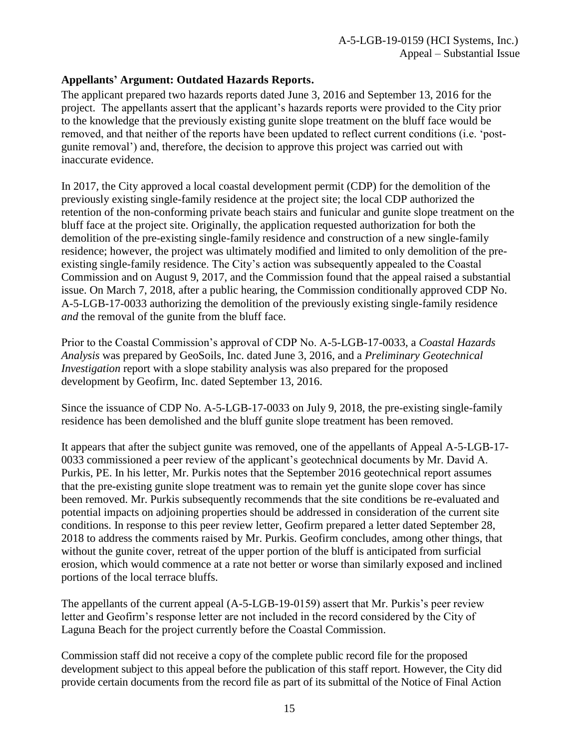**Appellants' Argument: Outdated Hazards Reports.**

The applicant prepared two hazards reports dated June 3, 2016 and September 13, 2016 for the project. The appellants assert that the applicant's hazards reports were provided to the City prior to the knowledge that the previously existing gunite slope treatment on the bluff face would be removed, and that neither of the reports have been updated to reflect current conditions (i.e. 'post-gunite removal') and, therefore, the decision to approve this project was carried out with inaccurate evidence.

In 2017, the City approved a local coastal development permit (CDP) for the demolition of the previously existing single-family residence at the project site; the local CDP authorized the retention of the non-conforming private beach stairs and funicular and gunite slope treatment on the bluff face at the project site. Originally, the application requested authorization for both the demolition of the pre-existing single-family residence and construction of a new single-family residence; however, the project was ultimately modified and limited to only demolition of the pre-existing single-family residence. The City's action was subsequently appealed to the Coastal Commission and on August 9, 2017, and the Commission found that the appeal raised a substantial issue. On March 7, 2018, after a public hearing, the Commission conditionally approved CDP No. A-5-LGB-17-0033 authorizing the demolition of the previously existing single-family residence *and* the removal of the gunite from the bluff face.

Prior to the Coastal Commission's approval of CDP No. A-5-LGB-17-0033, a *Coastal Hazards Analysis* was prepared by GeoSoils, Inc. dated June 3, 2016, and a *Preliminary Geotechnical Investigation* report with a slope stability analysis was also prepared for the proposed development by Geofirm, Inc. dated September 13, 2016.

Since the issuance of CDP No. A-5-LGB-17-0033 on July 9, 2018, the pre-existing single-family residence has been demolished and the bluff gunite slope treatment has been removed.

It appears that after the subject gunite was removed, one of the appellants of Appeal A-5-LGB-17-0033 commissioned a peer review of the applicant's geotechnical documents by Mr. David A. Purkis, PE. In his letter, Mr. Purkis notes that the September 2016 geotechnical report assumes that the pre-existing gunite slope treatment was to remain yet the gunite slope cover has since been removed. Mr. Purkis subsequently recommends that the site conditions be re-evaluated and potential impacts on adjoining properties should be addressed in consideration of the current site conditions. In response to this peer review letter, Geofirm prepared a letter dated September 28, 2018 to address the comments raised by Mr. Purkis. Geofirm concludes, among other things, that without the gunite cover, retreat of the upper portion of the bluff is anticipated from surficial erosion, which would commence at a rate not better or worse than similarly exposed and inclined portions of the local terrace bluffs.

The appellants of the current appeal (A-5-LGB-19-0159) assert that Mr. Purkis's peer review letter and Geofirm's response letter are not included in the record considered by the City of Laguna Beach for the project currently before the Coastal Commission.

Commission staff did not receive a copy of the complete public record file for the proposed development subject to this appeal before the publication of this staff report. However, the City did provide certain documents from the record file as part of its submittal of the Notice of Final Action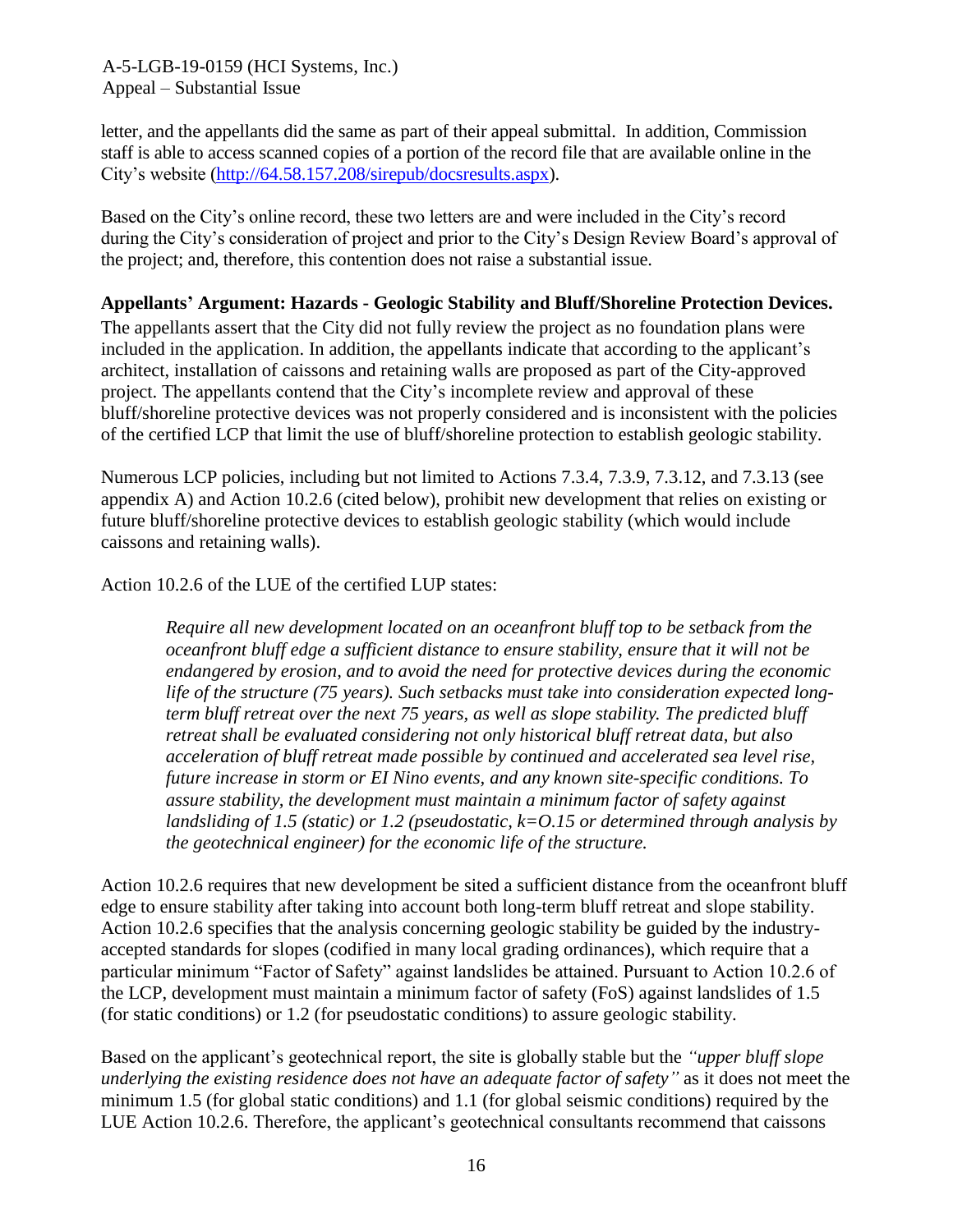letter, and the appellants did the same as part of their appeal submittal. In addition, Commission staff is able to access scanned copies of a portion of the record file that are available online in the City's website (http://64.58.157.208/sirepub/docsresults.aspx).

Based on the City's online record, these two letters are and were included in the City's record during the City's consideration of project and prior to the City's Design Review Board's approval of the project; and, therefore, this contention does not raise a substantial issue.

**Appellants' Argument: Hazards - Geologic Stability and Bluff/Shoreline Protection Devices.** The appellants assert that the City did not fully review the project as no foundation plans were included in the application. In addition, the appellants indicate that according to the applicant's architect, installation of caissons and retaining walls are proposed as part of the City-approved project. The appellants contend that the City's incomplete review and approval of these bluff/shoreline protective devices was not properly considered and is inconsistent with the policies of the certified LCP that limit the use of bluff/shoreline protection to establish geologic stability.

Numerous LCP policies, including but not limited to Actions 7.3.4, 7.3.9, 7.3.12, and 7.3.13 (see appendix A) and Action 10.2.6 (cited below), prohibit new development that relies on existing or future bluff/shoreline protective devices to establish geologic stability (which would include caissons and retaining walls).

Action 10.2.6 of the LUE of the certified LUP states:

> *Require all new development located on an oceanfront bluff top to be setback from the oceanfront bluff edge a sufficient distance to ensure stability, ensure that it will not be endangered by erosion, and to avoid the need for protective devices during the economic life of the structure (75 years). Such setbacks must take into consideration expected long-term bluff retreat over the next 75 years, as well as slope stability. The predicted bluff retreat shall be evaluated considering not only historical bluff retreat data, but also acceleration of bluff retreat made possible by continued and accelerated sea level rise, future increase in storm or EI Nino events, and any known site-specific conditions. To assure stability, the development must maintain a minimum factor of safety against landsliding of 1.5 (static) or 1.2 (pseudostatic, k=O.15 or determined through analysis by the geotechnical engineer) for the economic life of the structure.*

Action 10.2.6 requires that new development be sited a sufficient distance from the oceanfront bluff edge to ensure stability after taking into account both long-term bluff retreat and slope stability. Action 10.2.6 specifies that the analysis concerning geologic stability be guided by the industry-accepted standards for slopes (codified in many local grading ordinances), which require that a particular minimum "Factor of Safety" against landslides be attained. Pursuant to Action 10.2.6 of the LCP, development must maintain a minimum factor of safety (FoS) against landslides of 1.5 (for static conditions) or 1.2 (for pseudostatic conditions) to assure geologic stability.

Based on the applicant's geotechnical report, the site is globally stable but the *"upper bluff slope underlying the existing residence does not have an adequate factor of safety"* as it does not meet the minimum 1.5 (for global static conditions) and 1.1 (for global seismic conditions) required by the LUE Action 10.2.6. Therefore, the applicant's geotechnical consultants recommend that caissons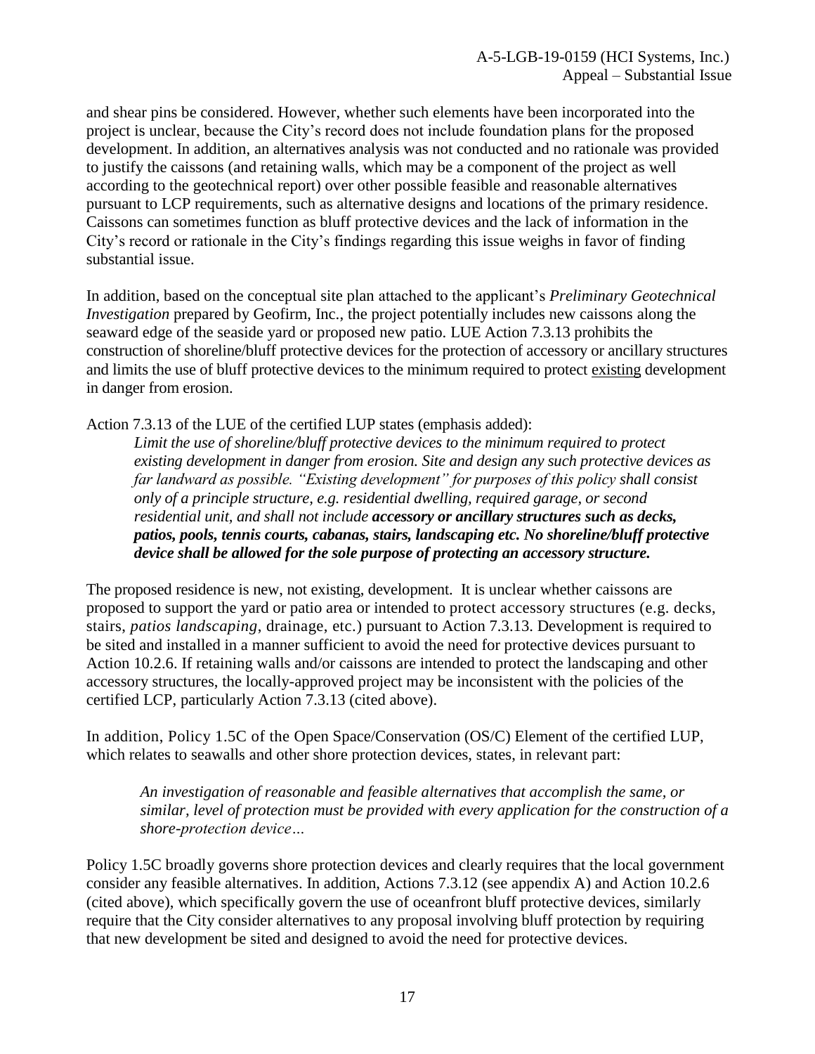and shear pins be considered. However, whether such elements have been incorporated into the project is unclear, because the City's record does not include foundation plans for the proposed development. In addition, an alternatives analysis was not conducted and no rationale was provided to justify the caissons (and retaining walls, which may be a component of the project as well according to the geotechnical report) over other possible feasible and reasonable alternatives pursuant to LCP requirements, such as alternative designs and locations of the primary residence. Caissons can sometimes function as bluff protective devices and the lack of information in the City's record or rationale in the City's findings regarding this issue weighs in favor of finding substantial issue.

In addition, based on the conceptual site plan attached to the applicant's *Preliminary Geotechnical Investigation* prepared by Geofirm, Inc., the project potentially includes new caissons along the seaward edge of the seaside yard or proposed new patio. LUE Action 7.3.13 prohibits the construction of shoreline/bluff protective devices for the protection of accessory or ancillary structures and limits the use of bluff protective devices to the minimum required to protect existing development in danger from erosion.

Action 7.3.13 of the LUE of the certified LUP states (emphasis added):

> *Limit the use of shoreline/bluff protective devices to the minimum required to protect existing development in danger from erosion. Site and design any such protective devices as far landward as possible. "Existing development" for purposes of this policy shall consist only of a principle structure, e.g. residential dwelling, required garage, or second residential unit, and shall not include* ***accessory or ancillary structures such as decks, patios, pools, tennis courts, cabanas, stairs, landscaping etc. No shoreline/bluff protective device shall be allowed for the sole purpose of protecting an accessory structure.***

The proposed residence is new, not existing, development. It is unclear whether caissons are proposed to support the yard or patio area or intended to protect accessory structures (e.g. decks, stairs, *patios landscaping*, drainage, etc.) pursuant to Action 7.3.13. Development is required to be sited and installed in a manner sufficient to avoid the need for protective devices pursuant to Action 10.2.6. If retaining walls and/or caissons are intended to protect the landscaping and other accessory structures, the locally-approved project may be inconsistent with the policies of the certified LCP, particularly Action 7.3.13 (cited above).

In addition, Policy 1.5C of the Open Space/Conservation (OS/C) Element of the certified LUP, which relates to seawalls and other shore protection devices, states, in relevant part:

> *An investigation of reasonable and feasible alternatives that accomplish the same, or similar, level of protection must be provided with every application for the construction of a shore-protection device…*

Policy 1.5C broadly governs shore protection devices and clearly requires that the local government consider any feasible alternatives. In addition, Actions 7.3.12 (see appendix A) and Action 10.2.6 (cited above), which specifically govern the use of oceanfront bluff protective devices, similarly require that the City consider alternatives to any proposal involving bluff protection by requiring that new development be sited and designed to avoid the need for protective devices.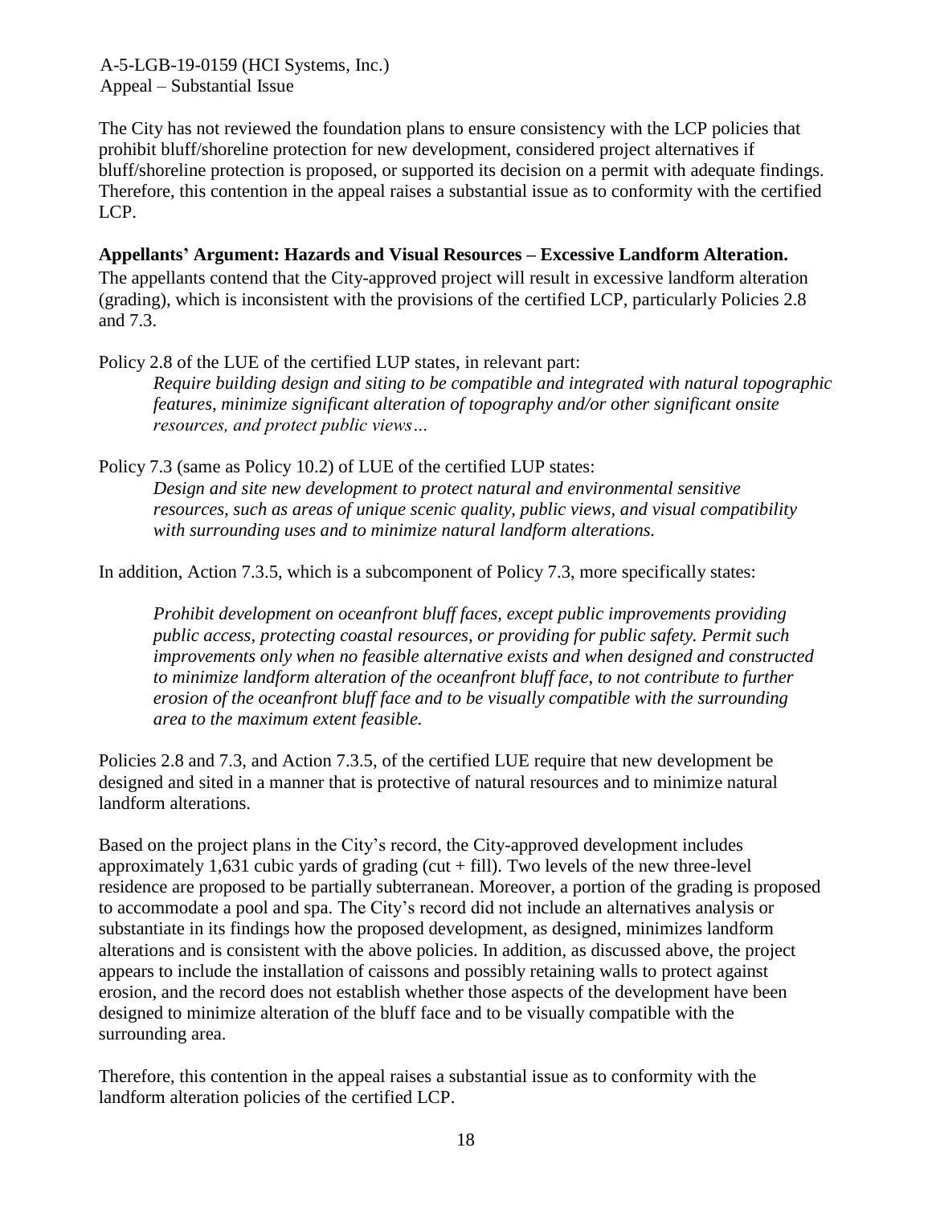The City has not reviewed the foundation plans to ensure consistency with the LCP policies that prohibit bluff/shoreline protection for new development, considered project alternatives if bluff/shoreline protection is proposed, or supported its decision on a permit with adequate findings. Therefore, this contention in the appeal raises a substantial issue as to conformity with the certified LCP.

**Appellants' Argument: Hazards and Visual Resources – Excessive Landform Alteration.**

The appellants contend that the City-approved project will result in excessive landform alteration (grading), which is inconsistent with the provisions of the certified LCP, particularly Policies 2.8 and 7.3.

Policy 2.8 of the LUE of the certified LUP states, in relevant part:

> *Require building design and siting to be compatible and integrated with natural topographic features, minimize significant alteration of topography and/or other significant onsite resources, and protect public views…*

Policy 7.3 (same as Policy 10.2) of LUE of the certified LUP states:

> *Design and site new development to protect natural and environmental sensitive resources, such as areas of unique scenic quality, public views, and visual compatibility with surrounding uses and to minimize natural landform alterations.*

In addition, Action 7.3.5, which is a subcomponent of Policy 7.3, more specifically states:

> *Prohibit development on oceanfront bluff faces, except public improvements providing public access, protecting coastal resources, or providing for public safety. Permit such improvements only when no feasible alternative exists and when designed and constructed to minimize landform alteration of the oceanfront bluff face, to not contribute to further erosion of the oceanfront bluff face and to be visually compatible with the surrounding area to the maximum extent feasible.*

Policies 2.8 and 7.3, and Action 7.3.5, of the certified LUE require that new development be designed and sited in a manner that is protective of natural resources and to minimize natural landform alterations.

Based on the project plans in the City's record, the City-approved development includes approximately 1,631 cubic yards of grading (cut + fill). Two levels of the new three-level residence are proposed to be partially subterranean. Moreover, a portion of the grading is proposed to accommodate a pool and spa. The City's record did not include an alternatives analysis or substantiate in its findings how the proposed development, as designed, minimizes landform alterations and is consistent with the above policies. In addition, as discussed above, the project appears to include the installation of caissons and possibly retaining walls to protect against erosion, and the record does not establish whether those aspects of the development have been designed to minimize alteration of the bluff face and to be visually compatible with the surrounding area.

Therefore, this contention in the appeal raises a substantial issue as to conformity with the landform alteration policies of the certified LCP.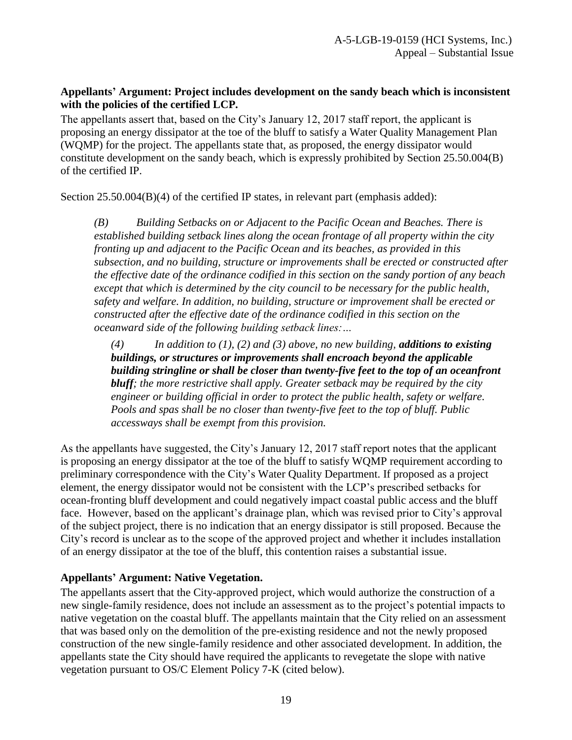**Appellants' Argument: Project includes development on the sandy beach which is inconsistent with the policies of the certified LCP.**

The appellants assert that, based on the City's January 12, 2017 staff report, the applicant is proposing an energy dissipator at the toe of the bluff to satisfy a Water Quality Management Plan (WQMP) for the project. The appellants state that, as proposed, the energy dissipator would constitute development on the sandy beach, which is expressly prohibited by Section 25.50.004(B) of the certified IP.

Section 25.50.004(B)(4) of the certified IP states, in relevant part (emphasis added):

> *(B) Building Setbacks on or Adjacent to the Pacific Ocean and Beaches. There is established building setback lines along the ocean frontage of all property within the city fronting up and adjacent to the Pacific Ocean and its beaches, as provided in this subsection, and no building, structure or improvements shall be erected or constructed after the effective date of the ordinance codified in this section on the sandy portion of any beach except that which is determined by the city council to be necessary for the public health, safety and welfare. In addition, no building, structure or improvement shall be erected or constructed after the effective date of the ordinance codified in this section on the oceanward side of the following building setback lines:…*
>
> *(4) In addition to (1), (2) and (3) above, no new building, **additions to existing buildings, or structures or improvements shall encroach beyond the applicable building stringline or shall be closer than twenty-five feet to the top of an oceanfront bluff**; the more restrictive shall apply. Greater setback may be required by the city engineer or building official in order to protect the public health, safety or welfare. Pools and spas shall be no closer than twenty-five feet to the top of bluff. Public accessways shall be exempt from this provision.*

As the appellants have suggested, the City's January 12, 2017 staff report notes that the applicant is proposing an energy dissipator at the toe of the bluff to satisfy WQMP requirement according to preliminary correspondence with the City's Water Quality Department. If proposed as a project element, the energy dissipator would not be consistent with the LCP's prescribed setbacks for ocean-fronting bluff development and could negatively impact coastal public access and the bluff face. However, based on the applicant's drainage plan, which was revised prior to City's approval of the subject project, there is no indication that an energy dissipator is still proposed. Because the City's record is unclear as to the scope of the approved project and whether it includes installation of an energy dissipator at the toe of the bluff, this contention raises a substantial issue.

**Appellants' Argument: Native Vegetation.**

The appellants assert that the City-approved project, which would authorize the construction of a new single-family residence, does not include an assessment as to the project's potential impacts to native vegetation on the coastal bluff. The appellants maintain that the City relied on an assessment that was based only on the demolition of the pre-existing residence and not the newly proposed construction of the new single-family residence and other associated development. In addition, the appellants state the City should have required the applicants to revegetate the slope with native vegetation pursuant to OS/C Element Policy 7-K (cited below).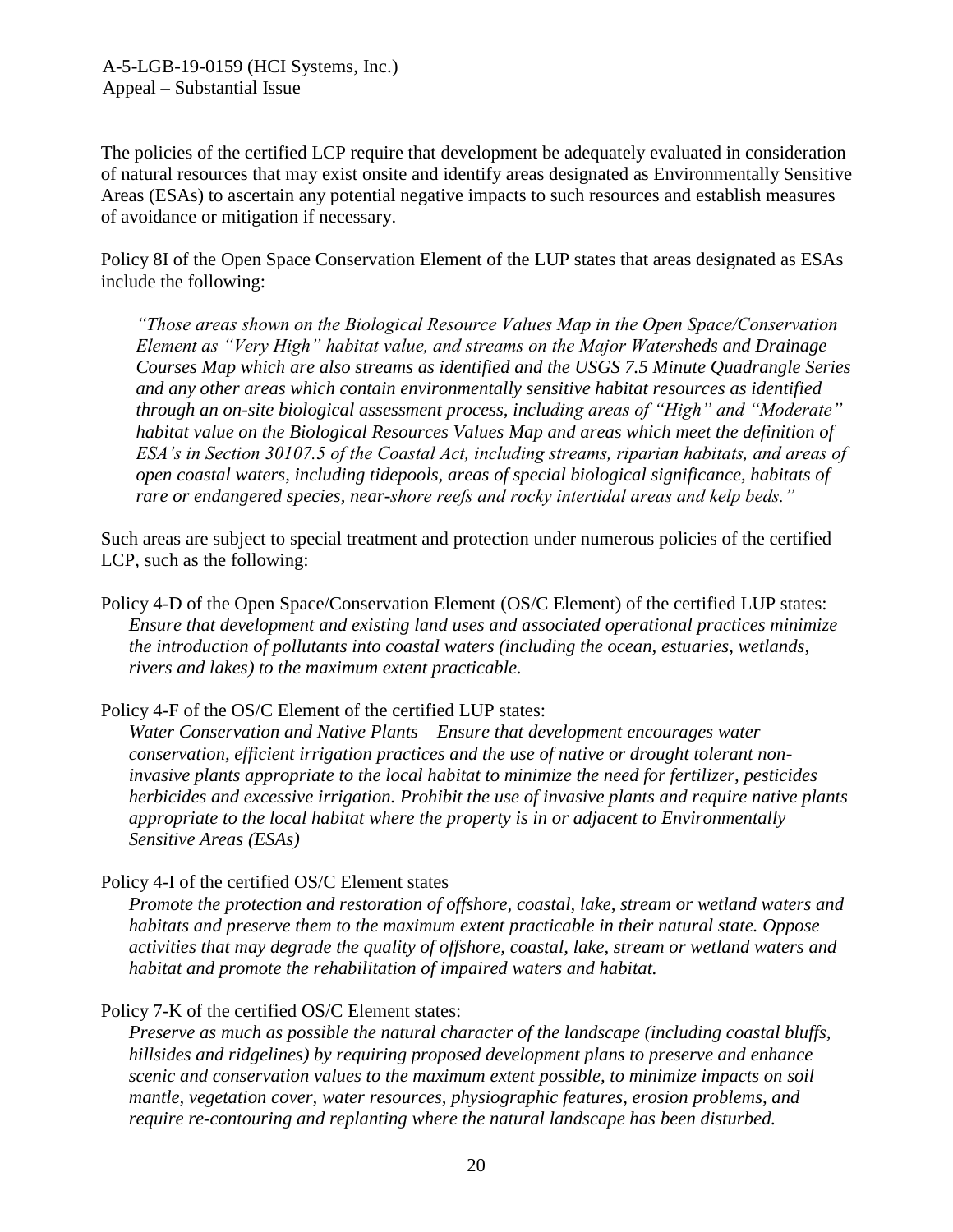The policies of the certified LCP require that development be adequately evaluated in consideration of natural resources that may exist onsite and identify areas designated as Environmentally Sensitive Areas (ESAs) to ascertain any potential negative impacts to such resources and establish measures of avoidance or mitigation if necessary.

Policy 8I of the Open Space Conservation Element of the LUP states that areas designated as ESAs include the following:

> *"Those areas shown on the Biological Resource Values Map in the Open Space/Conservation Element as "Very High" habitat value, and streams on the Major Watersheds and Drainage Courses Map which are also streams as identified and the USGS 7.5 Minute Quadrangle Series and any other areas which contain environmentally sensitive habitat resources as identified through an on-site biological assessment process, including areas of "High" and "Moderate" habitat value on the Biological Resources Values Map and areas which meet the definition of ESA's in Section 30107.5 of the Coastal Act, including streams, riparian habitats, and areas of open coastal waters, including tidepools, areas of special biological significance, habitats of rare or endangered species, near-shore reefs and rocky intertidal areas and kelp beds."*

Such areas are subject to special treatment and protection under numerous policies of the certified LCP, such as the following:

Policy 4-D of the Open Space/Conservation Element (OS/C Element) of the certified LUP states:
> *Ensure that development and existing land uses and associated operational practices minimize the introduction of pollutants into coastal waters (including the ocean, estuaries, wetlands, rivers and lakes) to the maximum extent practicable.*

Policy 4-F of the OS/C Element of the certified LUP states:
> *Water Conservation and Native Plants – Ensure that development encourages water conservation, efficient irrigation practices and the use of native or drought tolerant non-invasive plants appropriate to the local habitat to minimize the need for fertilizer, pesticides herbicides and excessive irrigation. Prohibit the use of invasive plants and require native plants appropriate to the local habitat where the property is in or adjacent to Environmentally Sensitive Areas (ESAs)*

Policy 4-I of the certified OS/C Element states
> *Promote the protection and restoration of offshore, coastal, lake, stream or wetland waters and habitats and preserve them to the maximum extent practicable in their natural state. Oppose activities that may degrade the quality of offshore, coastal, lake, stream or wetland waters and habitat and promote the rehabilitation of impaired waters and habitat.*

Policy 7-K of the certified OS/C Element states:
> *Preserve as much as possible the natural character of the landscape (including coastal bluffs, hillsides and ridgelines) by requiring proposed development plans to preserve and enhance scenic and conservation values to the maximum extent possible, to minimize impacts on soil mantle, vegetation cover, water resources, physiographic features, erosion problems, and require re-contouring and replanting where the natural landscape has been disturbed.*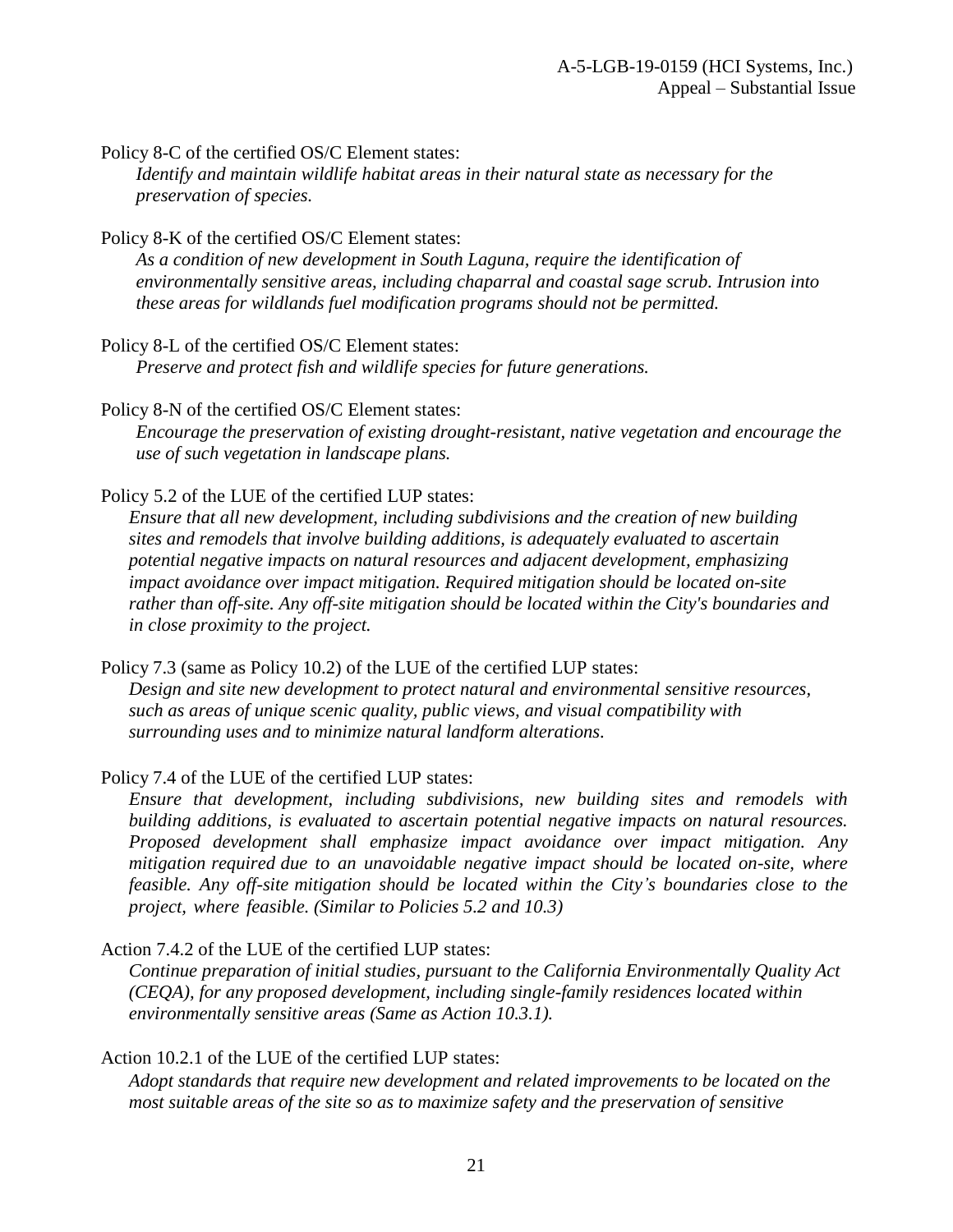Policy 8-C of the certified OS/C Element states:

*Identify and maintain wildlife habitat areas in their natural state as necessary for the preservation of species.*

Policy 8-K of the certified OS/C Element states:

*As a condition of new development in South Laguna, require the identification of environmentally sensitive areas, including chaparral and coastal sage scrub. Intrusion into these areas for wildlands fuel modification programs should not be permitted.*

Policy 8-L of the certified OS/C Element states:

*Preserve and protect fish and wildlife species for future generations.*

Policy 8-N of the certified OS/C Element states:

*Encourage the preservation of existing drought-resistant, native vegetation and encourage the use of such vegetation in landscape plans.*

Policy 5.2 of the LUE of the certified LUP states:

*Ensure that all new development, including subdivisions and the creation of new building sites and remodels that involve building additions, is adequately evaluated to ascertain potential negative impacts on natural resources and adjacent development, emphasizing impact avoidance over impact mitigation. Required mitigation should be located on-site rather than off-site. Any off-site mitigation should be located within the City's boundaries and in close proximity to the project.*

Policy 7.3 (same as Policy 10.2) of the LUE of the certified LUP states:

*Design and site new development to protect natural and environmental sensitive resources, such as areas of unique scenic quality, public views, and visual compatibility with surrounding uses and to minimize natural landform alterations.*

Policy 7.4 of the LUE of the certified LUP states:

*Ensure that development, including subdivisions, new building sites and remodels with building additions, is evaluated to ascertain potential negative impacts on natural resources. Proposed development shall emphasize impact avoidance over impact mitigation. Any mitigation required due to an unavoidable negative impact should be located on-site, where feasible. Any off-site mitigation should be located within the City's boundaries close to the project, where feasible. (Similar to Policies 5.2 and 10.3)*

Action 7.4.2 of the LUE of the certified LUP states:

*Continue preparation of initial studies, pursuant to the California Environmentally Quality Act (CEQA), for any proposed development, including single-family residences located within environmentally sensitive areas (Same as Action 10.3.1).*

Action 10.2.1 of the LUE of the certified LUP states:

*Adopt standards that require new development and related improvements to be located on the most suitable areas of the site so as to maximize safety and the preservation of sensitive*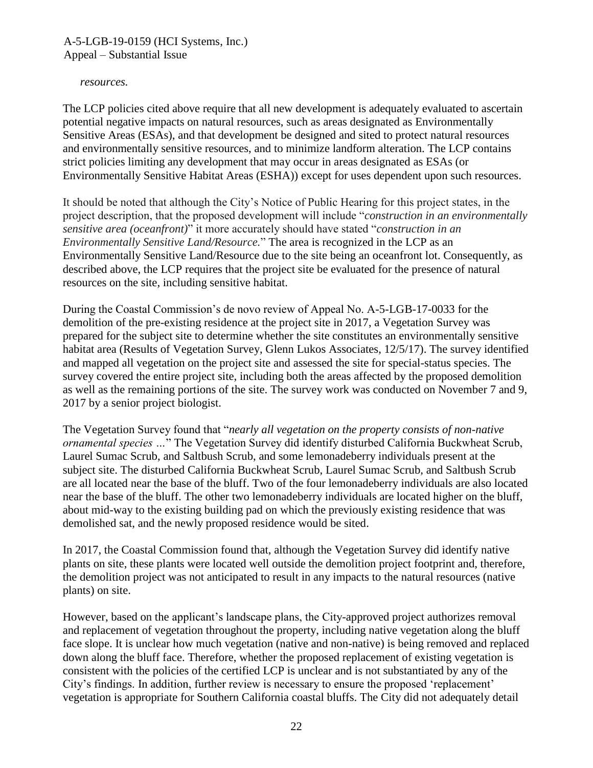*resources.*

The LCP policies cited above require that all new development is adequately evaluated to ascertain potential negative impacts on natural resources, such as areas designated as Environmentally Sensitive Areas (ESAs), and that development be designed and sited to protect natural resources and environmentally sensitive resources, and to minimize landform alteration. The LCP contains strict policies limiting any development that may occur in areas designated as ESAs (or Environmentally Sensitive Habitat Areas (ESHA)) except for uses dependent upon such resources.

It should be noted that although the City's Notice of Public Hearing for this project states, in the project description, that the proposed development will include "*construction in an environmentally sensitive area (oceanfront)*" it more accurately should have stated "*construction in an Environmentally Sensitive Land/Resource.*" The area is recognized in the LCP as an Environmentally Sensitive Land/Resource due to the site being an oceanfront lot. Consequently, as described above, the LCP requires that the project site be evaluated for the presence of natural resources on the site, including sensitive habitat.

During the Coastal Commission's de novo review of Appeal No. A-5-LGB-17-0033 for the demolition of the pre-existing residence at the project site in 2017, a Vegetation Survey was prepared for the subject site to determine whether the site constitutes an environmentally sensitive habitat area (Results of Vegetation Survey, Glenn Lukos Associates, 12/5/17). The survey identified and mapped all vegetation on the project site and assessed the site for special-status species. The survey covered the entire project site, including both the areas affected by the proposed demolition as well as the remaining portions of the site. The survey work was conducted on November 7 and 9, 2017 by a senior project biologist.

The Vegetation Survey found that "*nearly all vegetation on the property consists of non-native ornamental species …*" The Vegetation Survey did identify disturbed California Buckwheat Scrub, Laurel Sumac Scrub, and Saltbush Scrub, and some lemonadeberry individuals present at the subject site. The disturbed California Buckwheat Scrub, Laurel Sumac Scrub, and Saltbush Scrub are all located near the base of the bluff. Two of the four lemonadeberry individuals are also located near the base of the bluff. The other two lemonadeberry individuals are located higher on the bluff, about mid-way to the existing building pad on which the previously existing residence that was demolished sat, and the newly proposed residence would be sited.

In 2017, the Coastal Commission found that, although the Vegetation Survey did identify native plants on site, these plants were located well outside the demolition project footprint and, therefore, the demolition project was not anticipated to result in any impacts to the natural resources (native plants) on site.

However, based on the applicant's landscape plans, the City-approved project authorizes removal and replacement of vegetation throughout the property, including native vegetation along the bluff face slope. It is unclear how much vegetation (native and non-native) is being removed and replaced down along the bluff face. Therefore, whether the proposed replacement of existing vegetation is consistent with the policies of the certified LCP is unclear and is not substantiated by any of the City's findings. In addition, further review is necessary to ensure the proposed 'replacement' vegetation is appropriate for Southern California coastal bluffs. The City did not adequately detail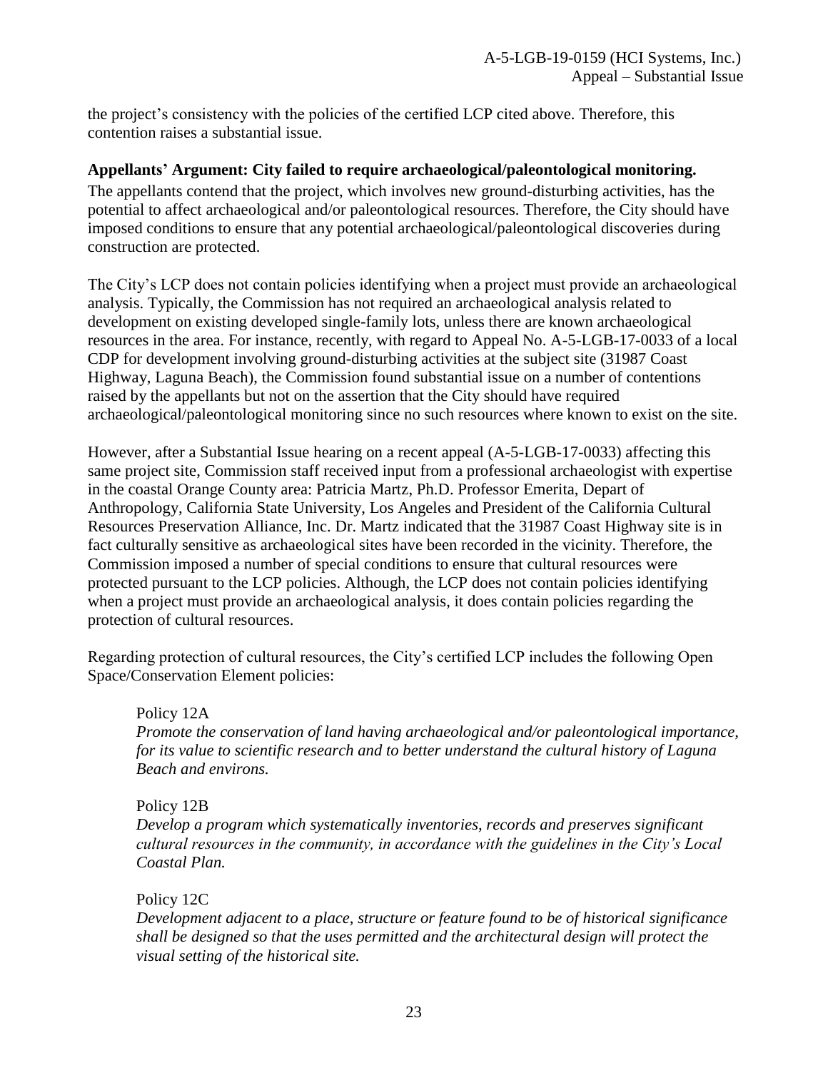the project's consistency with the policies of the certified LCP cited above. Therefore, this contention raises a substantial issue.

**Appellants' Argument: City failed to require archaeological/paleontological monitoring.**

The appellants contend that the project, which involves new ground-disturbing activities, has the potential to affect archaeological and/or paleontological resources. Therefore, the City should have imposed conditions to ensure that any potential archaeological/paleontological discoveries during construction are protected.

The City's LCP does not contain policies identifying when a project must provide an archaeological analysis. Typically, the Commission has not required an archaeological analysis related to development on existing developed single-family lots, unless there are known archaeological resources in the area. For instance, recently, with regard to Appeal No. A-5-LGB-17-0033 of a local CDP for development involving ground-disturbing activities at the subject site (31987 Coast Highway, Laguna Beach), the Commission found substantial issue on a number of contentions raised by the appellants but not on the assertion that the City should have required archaeological/paleontological monitoring since no such resources where known to exist on the site.

However, after a Substantial Issue hearing on a recent appeal (A-5-LGB-17-0033) affecting this same project site, Commission staff received input from a professional archaeologist with expertise in the coastal Orange County area: Patricia Martz, Ph.D. Professor Emerita, Depart of Anthropology, California State University, Los Angeles and President of the California Cultural Resources Preservation Alliance, Inc. Dr. Martz indicated that the 31987 Coast Highway site is in fact culturally sensitive as archaeological sites have been recorded in the vicinity. Therefore, the Commission imposed a number of special conditions to ensure that cultural resources were protected pursuant to the LCP policies. Although, the LCP does not contain policies identifying when a project must provide an archaeological analysis, it does contain policies regarding the protection of cultural resources.

Regarding protection of cultural resources, the City's certified LCP includes the following Open Space/Conservation Element policies:

> Policy 12A
>
> *Promote the conservation of land having archaeological and/or paleontological importance, for its value to scientific research and to better understand the cultural history of Laguna Beach and environs.*
>
> Policy 12B
>
> *Develop a program which systematically inventories, records and preserves significant cultural resources in the community, in accordance with the guidelines in the City's Local Coastal Plan.*
>
> Policy 12C
>
> *Development adjacent to a place, structure or feature found to be of historical significance shall be designed so that the uses permitted and the architectural design will protect the visual setting of the historical site.*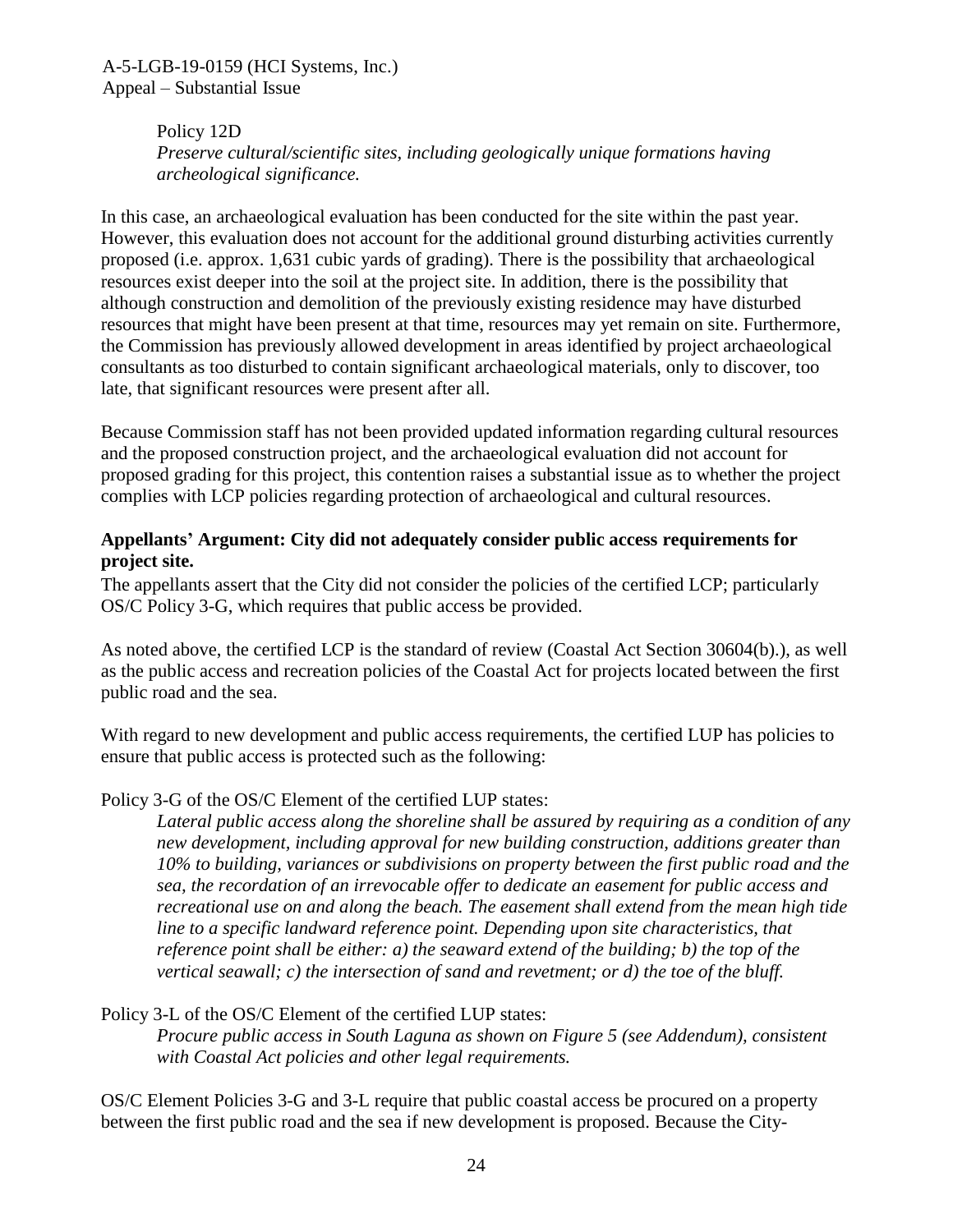Policy 12D

*Preserve cultural/scientific sites, including geologically unique formations having archeological significance.*

In this case, an archaeological evaluation has been conducted for the site within the past year. However, this evaluation does not account for the additional ground disturbing activities currently proposed (i.e. approx. 1,631 cubic yards of grading). There is the possibility that archaeological resources exist deeper into the soil at the project site. In addition, there is the possibility that although construction and demolition of the previously existing residence may have disturbed resources that might have been present at that time, resources may yet remain on site. Furthermore, the Commission has previously allowed development in areas identified by project archaeological consultants as too disturbed to contain significant archaeological materials, only to discover, too late, that significant resources were present after all.

Because Commission staff has not been provided updated information regarding cultural resources and the proposed construction project, and the archaeological evaluation did not account for proposed grading for this project, this contention raises a substantial issue as to whether the project complies with LCP policies regarding protection of archaeological and cultural resources.

**Appellants' Argument: City did not adequately consider public access requirements for project site.**

The appellants assert that the City did not consider the policies of the certified LCP; particularly OS/C Policy 3-G, which requires that public access be provided.

As noted above, the certified LCP is the standard of review (Coastal Act Section 30604(b).), as well as the public access and recreation policies of the Coastal Act for projects located between the first public road and the sea.

With regard to new development and public access requirements, the certified LUP has policies to ensure that public access is protected such as the following:

Policy 3-G of the OS/C Element of the certified LUP states:

*Lateral public access along the shoreline shall be assured by requiring as a condition of any new development, including approval for new building construction, additions greater than 10% to building, variances or subdivisions on property between the first public road and the sea, the recordation of an irrevocable offer to dedicate an easement for public access and recreational use on and along the beach. The easement shall extend from the mean high tide line to a specific landward reference point. Depending upon site characteristics, that reference point shall be either: a) the seaward extend of the building; b) the top of the vertical seawall; c) the intersection of sand and revetment; or d) the toe of the bluff.*

Policy 3-L of the OS/C Element of the certified LUP states:

*Procure public access in South Laguna as shown on Figure 5 (see Addendum), consistent with Coastal Act policies and other legal requirements.*

OS/C Element Policies 3-G and 3-L require that public coastal access be procured on a property between the first public road and the sea if new development is proposed. Because the City-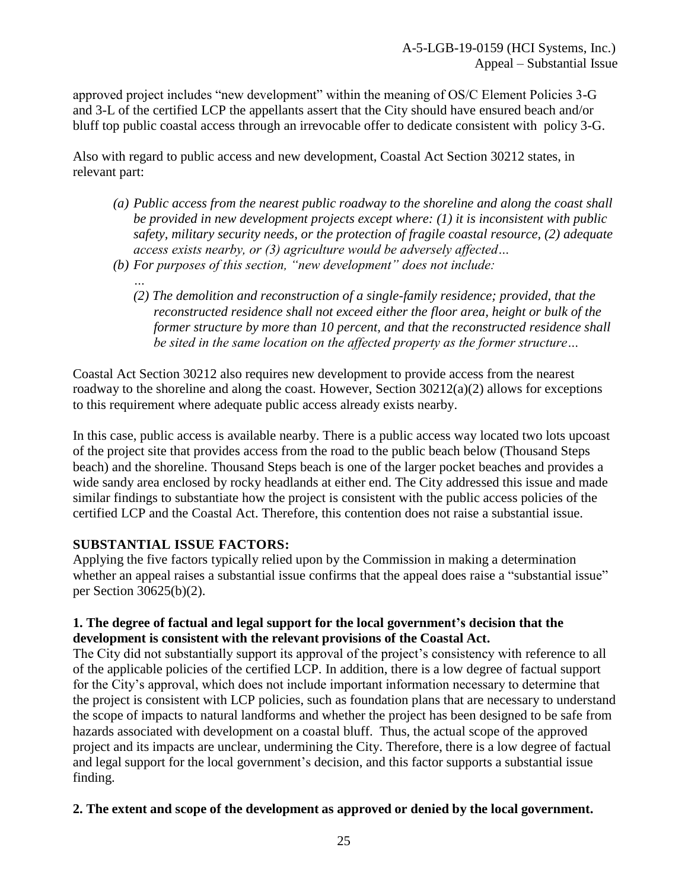approved project includes "new development" within the meaning of OS/C Element Policies 3-G and 3-L of the certified LCP the appellants assert that the City should have ensured beach and/or bluff top public coastal access through an irrevocable offer to dedicate consistent with policy 3-G.

Also with regard to public access and new development, Coastal Act Section 30212 states, in relevant part:

> *(a) Public access from the nearest public roadway to the shoreline and along the coast shall be provided in new development projects except where: (1) it is inconsistent with public safety, military security needs, or the protection of fragile coastal resource, (2) adequate access exists nearby, or (3) agriculture would be adversely affected…*
>
> *(b) For purposes of this section, "new development" does not include:*
>
> *…*
>
> *(2) The demolition and reconstruction of a single-family residence; provided, that the reconstructed residence shall not exceed either the floor area, height or bulk of the former structure by more than 10 percent, and that the reconstructed residence shall be sited in the same location on the affected property as the former structure…*

Coastal Act Section 30212 also requires new development to provide access from the nearest roadway to the shoreline and along the coast. However, Section 30212(a)(2) allows for exceptions to this requirement where adequate public access already exists nearby.

In this case, public access is available nearby. There is a public access way located two lots upcoast of the project site that provides access from the road to the public beach below (Thousand Steps beach) and the shoreline. Thousand Steps beach is one of the larger pocket beaches and provides a wide sandy area enclosed by rocky headlands at either end. The City addressed this issue and made similar findings to substantiate how the project is consistent with the public access policies of the certified LCP and the Coastal Act. Therefore, this contention does not raise a substantial issue.

**SUBSTANTIAL ISSUE FACTORS:**

Applying the five factors typically relied upon by the Commission in making a determination whether an appeal raises a substantial issue confirms that the appeal does raise a "substantial issue" per Section 30625(b)(2).

**1. The degree of factual and legal support for the local government's decision that the development is consistent with the relevant provisions of the Coastal Act.**

The City did not substantially support its approval of the project's consistency with reference to all of the applicable policies of the certified LCP. In addition, there is a low degree of factual support for the City's approval, which does not include important information necessary to determine that the project is consistent with LCP policies, such as foundation plans that are necessary to understand the scope of impacts to natural landforms and whether the project has been designed to be safe from hazards associated with development on a coastal bluff. Thus, the actual scope of the approved project and its impacts are unclear, undermining the City. Therefore, there is a low degree of factual and legal support for the local government's decision, and this factor supports a substantial issue finding.

**2. The extent and scope of the development as approved or denied by the local government.**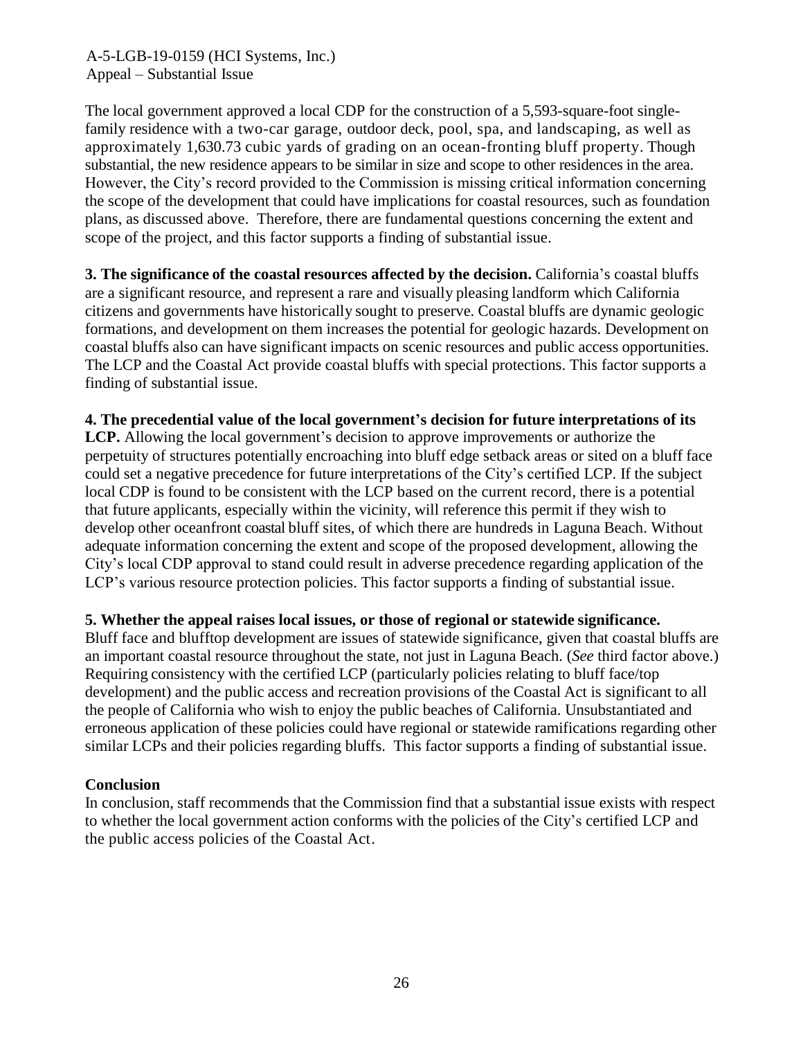The local government approved a local CDP for the construction of a 5,593-square-foot single-family residence with a two-car garage, outdoor deck, pool, spa, and landscaping, as well as approximately 1,630.73 cubic yards of grading on an ocean-fronting bluff property. Though substantial, the new residence appears to be similar in size and scope to other residences in the area. However, the City's record provided to the Commission is missing critical information concerning the scope of the development that could have implications for coastal resources, such as foundation plans, as discussed above. Therefore, there are fundamental questions concerning the extent and scope of the project, and this factor supports a finding of substantial issue.

**3. The significance of the coastal resources affected by the decision.** California's coastal bluffs are a significant resource, and represent a rare and visually pleasing landform which California citizens and governments have historically sought to preserve. Coastal bluffs are dynamic geologic formations, and development on them increases the potential for geologic hazards. Development on coastal bluffs also can have significant impacts on scenic resources and public access opportunities. The LCP and the Coastal Act provide coastal bluffs with special protections. This factor supports a finding of substantial issue.

**4. The precedential value of the local government's decision for future interpretations of its LCP.** Allowing the local government's decision to approve improvements or authorize the perpetuity of structures potentially encroaching into bluff edge setback areas or sited on a bluff face could set a negative precedence for future interpretations of the City's certified LCP. If the subject local CDP is found to be consistent with the LCP based on the current record, there is a potential that future applicants, especially within the vicinity, will reference this permit if they wish to develop other oceanfront coastal bluff sites, of which there are hundreds in Laguna Beach. Without adequate information concerning the extent and scope of the proposed development, allowing the City's local CDP approval to stand could result in adverse precedence regarding application of the LCP's various resource protection policies. This factor supports a finding of substantial issue.

**5. Whether the appeal raises local issues, or those of regional or statewide significance.** Bluff face and blufftop development are issues of statewide significance, given that coastal bluffs are an important coastal resource throughout the state, not just in Laguna Beach. (*See* third factor above.) Requiring consistency with the certified LCP (particularly policies relating to bluff face/top development) and the public access and recreation provisions of the Coastal Act is significant to all the people of California who wish to enjoy the public beaches of California. Unsubstantiated and erroneous application of these policies could have regional or statewide ramifications regarding other similar LCPs and their policies regarding bluffs. This factor supports a finding of substantial issue.

**Conclusion**

In conclusion, staff recommends that the Commission find that a substantial issue exists with respect to whether the local government action conforms with the policies of the City's certified LCP and the public access policies of the Coastal Act.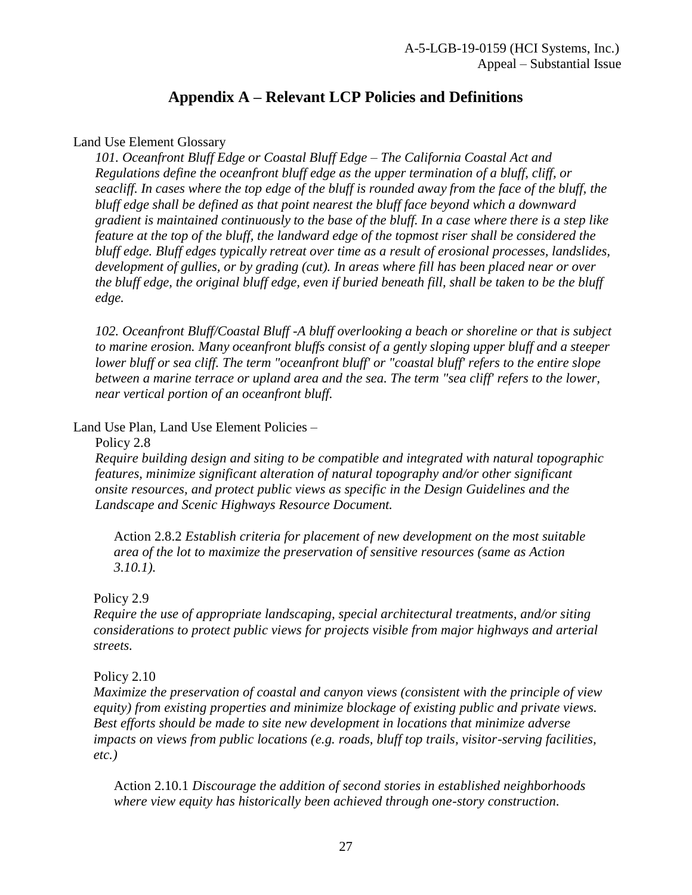# Appendix A – Relevant LCP Policies and Definitions

Land Use Element Glossary

*101. Oceanfront Bluff Edge or Coastal Bluff Edge – The California Coastal Act and Regulations define the oceanfront bluff edge as the upper termination of a bluff, cliff, or seacliff. In cases where the top edge of the bluff is rounded away from the face of the bluff, the bluff edge shall be defined as that point nearest the bluff face beyond which a downward gradient is maintained continuously to the base of the bluff. In a case where there is a step like feature at the top of the bluff, the landward edge of the topmost riser shall be considered the bluff edge. Bluff edges typically retreat over time as a result of erosional processes, landslides, development of gullies, or by grading (cut). In areas where fill has been placed near or over the bluff edge, the original bluff edge, even if buried beneath fill, shall be taken to be the bluff edge.*

*102. Oceanfront Bluff/Coastal Bluff -A bluff overlooking a beach or shoreline or that is subject to marine erosion. Many oceanfront bluffs consist of a gently sloping upper bluff and a steeper lower bluff or sea cliff. The term "oceanfront bluff' or "coastal bluff' refers to the entire slope between a marine terrace or upland area and the sea. The term "sea cliff' refers to the lower, near vertical portion of an oceanfront bluff.*

Land Use Plan, Land Use Element Policies –

Policy 2.8

*Require building design and siting to be compatible and integrated with natural topographic features, minimize significant alteration of natural topography and/or other significant onsite resources, and protect public views as specific in the Design Guidelines and the Landscape and Scenic Highways Resource Document.*

Action 2.8.2 *Establish criteria for placement of new development on the most suitable area of the lot to maximize the preservation of sensitive resources (same as Action 3.10.1).*

Policy 2.9

*Require the use of appropriate landscaping, special architectural treatments, and/or siting considerations to protect public views for projects visible from major highways and arterial streets.*

Policy 2.10

*Maximize the preservation of coastal and canyon views (consistent with the principle of view equity) from existing properties and minimize blockage of existing public and private views. Best efforts should be made to site new development in locations that minimize adverse impacts on views from public locations (e.g. roads, bluff top trails, visitor-serving facilities, etc.)*

Action 2.10.1 *Discourage the addition of second stories in established neighborhoods where view equity has historically been achieved through one-story construction.*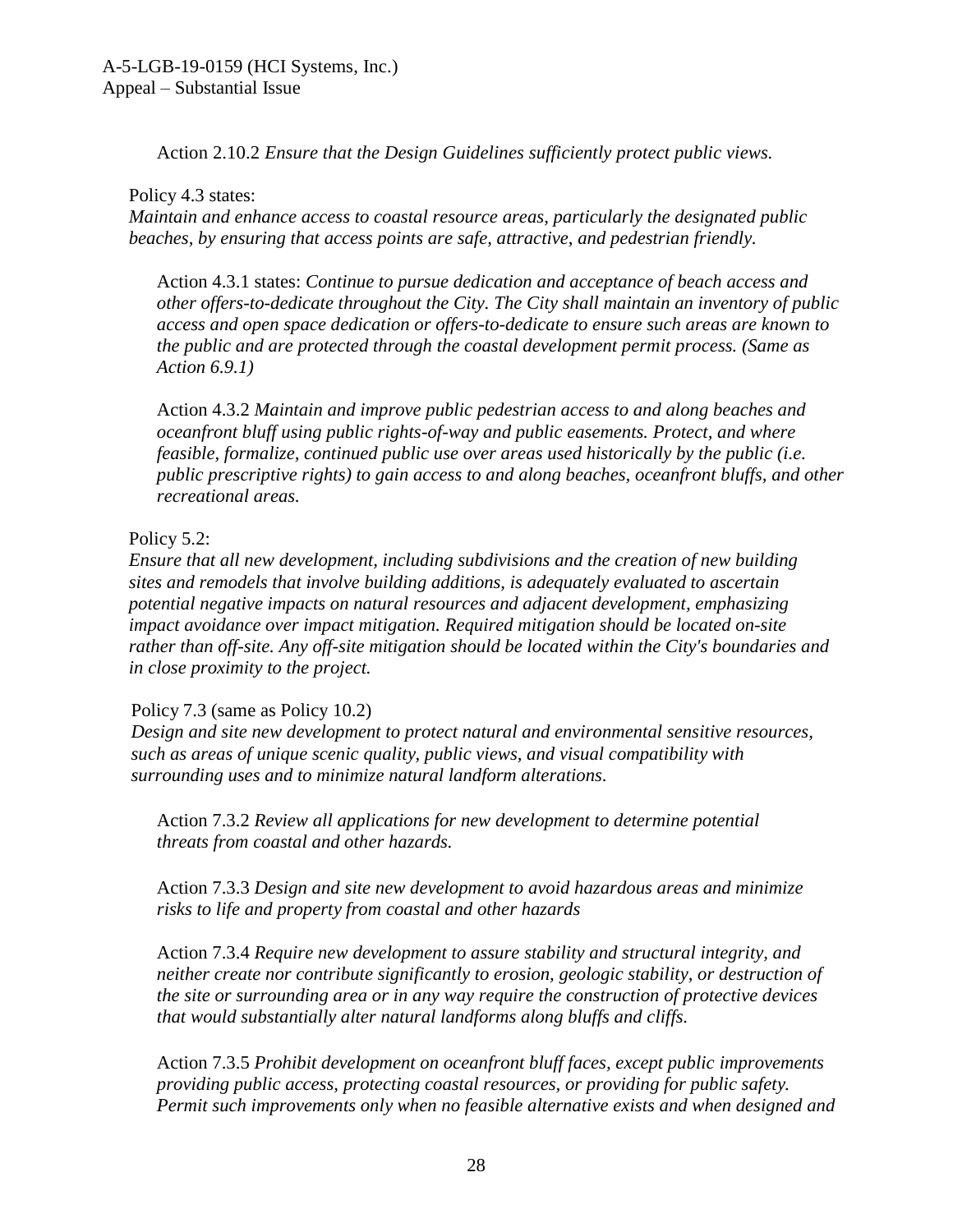Action 2.10.2 *Ensure that the Design Guidelines sufficiently protect public views.*

Policy 4.3 states:
*Maintain and enhance access to coastal resource areas, particularly the designated public beaches, by ensuring that access points are safe, attractive, and pedestrian friendly.*

Action 4.3.1 states: *Continue to pursue dedication and acceptance of beach access and other offers-to-dedicate throughout the City. The City shall maintain an inventory of public access and open space dedication or offers-to-dedicate to ensure such areas are known to the public and are protected through the coastal development permit process. (Same as Action 6.9.1)*

Action 4.3.2 *Maintain and improve public pedestrian access to and along beaches and oceanfront bluff using public rights-of-way and public easements. Protect, and where feasible, formalize, continued public use over areas used historically by the public (i.e. public prescriptive rights) to gain access to and along beaches, oceanfront bluffs, and other recreational areas.*

Policy 5.2:
*Ensure that all new development, including subdivisions and the creation of new building sites and remodels that involve building additions, is adequately evaluated to ascertain potential negative impacts on natural resources and adjacent development, emphasizing impact avoidance over impact mitigation. Required mitigation should be located on-site rather than off-site. Any off-site mitigation should be located within the City's boundaries and in close proximity to the project.*

Policy 7.3 (same as Policy 10.2)
*Design and site new development to protect natural and environmental sensitive resources, such as areas of unique scenic quality, public views, and visual compatibility with surrounding uses and to minimize natural landform alterations.*

Action 7.3.2 *Review all applications for new development to determine potential threats from coastal and other hazards.*

Action 7.3.3 *Design and site new development to avoid hazardous areas and minimize risks to life and property from coastal and other hazards*

Action 7.3.4 *Require new development to assure stability and structural integrity, and neither create nor contribute significantly to erosion, geologic stability, or destruction of the site or surrounding area or in any way require the construction of protective devices that would substantially alter natural landforms along bluffs and cliffs.*

Action 7.3.5 *Prohibit development on oceanfront bluff faces, except public improvements providing public access, protecting coastal resources, or providing for public safety. Permit such improvements only when no feasible alternative exists and when designed and*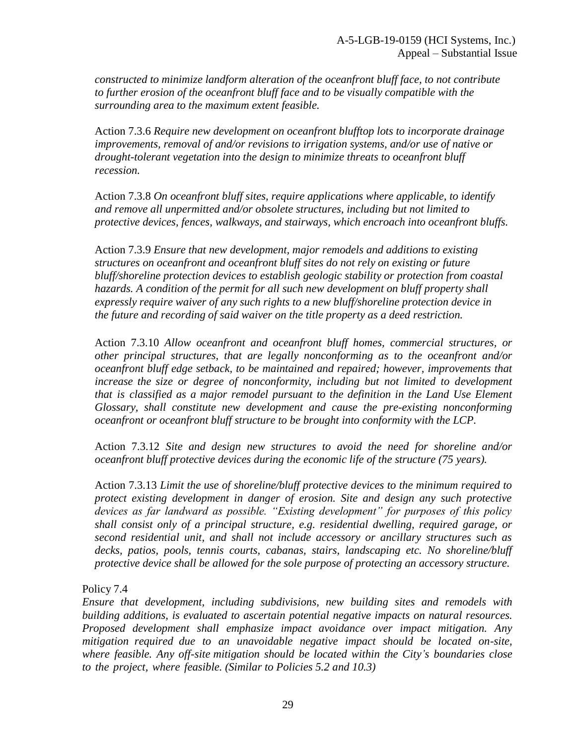*constructed to minimize landform alteration of the oceanfront bluff face, to not contribute to further erosion of the oceanfront bluff face and to be visually compatible with the surrounding area to the maximum extent feasible.*

Action 7.3.6 *Require new development on oceanfront blufftop lots to incorporate drainage improvements, removal of and/or revisions to irrigation systems, and/or use of native or drought-tolerant vegetation into the design to minimize threats to oceanfront bluff recession.*

Action 7.3.8 *On oceanfront bluff sites, require applications where applicable, to identify and remove all unpermitted and/or obsolete structures, including but not limited to protective devices, fences, walkways, and stairways, which encroach into oceanfront bluffs.*

Action 7.3.9 *Ensure that new development, major remodels and additions to existing structures on oceanfront and oceanfront bluff sites do not rely on existing or future bluff/shoreline protection devices to establish geologic stability or protection from coastal hazards. A condition of the permit for all such new development on bluff property shall expressly require waiver of any such rights to a new bluff/shoreline protection device in the future and recording of said waiver on the title property as a deed restriction.*

Action 7.3.10 *Allow oceanfront and oceanfront bluff homes, commercial structures, or other principal structures, that are legally nonconforming as to the oceanfront and/or oceanfront bluff edge setback, to be maintained and repaired; however, improvements that increase the size or degree of nonconformity, including but not limited to development that is classified as a major remodel pursuant to the definition in the Land Use Element Glossary, shall constitute new development and cause the pre-existing nonconforming oceanfront or oceanfront bluff structure to be brought into conformity with the LCP.*

Action 7.3.12 *Site and design new structures to avoid the need for shoreline and/or oceanfront bluff protective devices during the economic life of the structure (75 years).*

Action 7.3.13 *Limit the use of shoreline/bluff protective devices to the minimum required to protect existing development in danger of erosion. Site and design any such protective devices as far landward as possible. "Existing development" for purposes of this policy shall consist only of a principal structure, e.g. residential dwelling, required garage, or second residential unit, and shall not include accessory or ancillary structures such as decks, patios, pools, tennis courts, cabanas, stairs, landscaping etc. No shoreline/bluff protective device shall be allowed for the sole purpose of protecting an accessory structure.*

Policy 7.4

*Ensure that development, including subdivisions, new building sites and remodels with building additions, is evaluated to ascertain potential negative impacts on natural resources. Proposed development shall emphasize impact avoidance over impact mitigation. Any mitigation required due to an unavoidable negative impact should be located on-site, where feasible. Any off-site mitigation should be located within the City's boundaries close to the project, where feasible. (Similar to Policies 5.2 and 10.3)*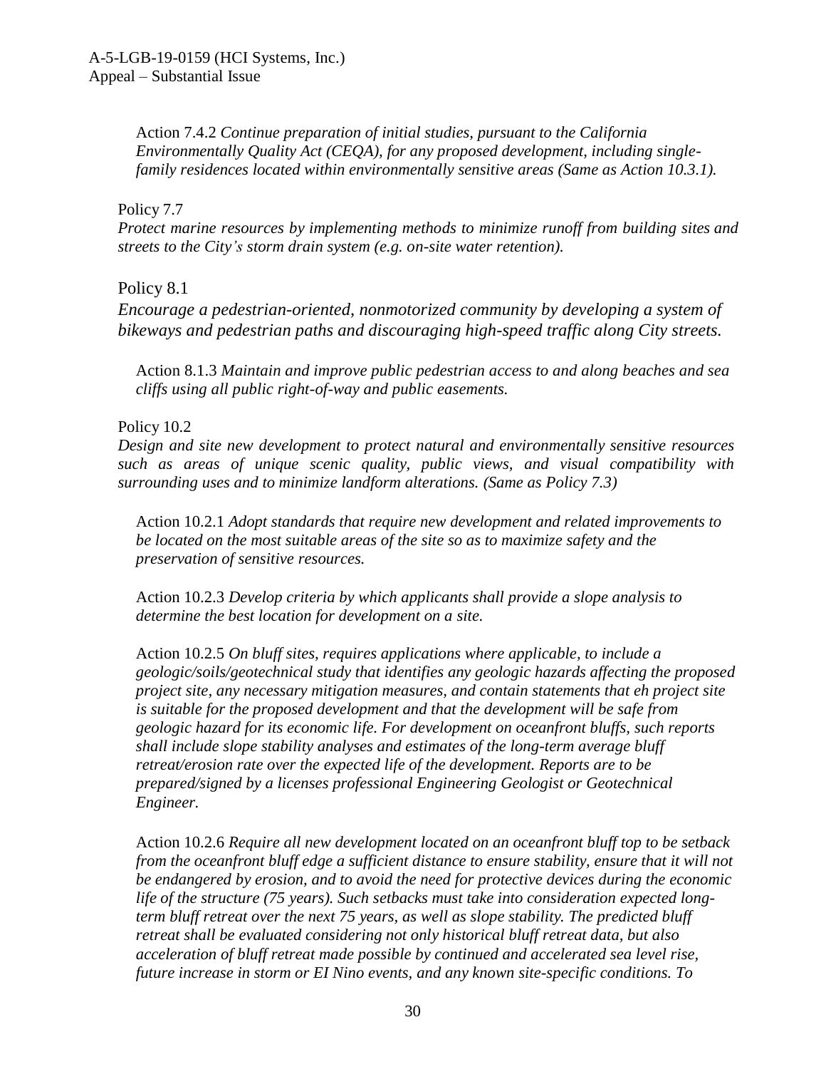Action 7.4.2 *Continue preparation of initial studies, pursuant to the California Environmentally Quality Act (CEQA), for any proposed development, including single-family residences located within environmentally sensitive areas (Same as Action 10.3.1).*

Policy 7.7

*Protect marine resources by implementing methods to minimize runoff from building sites and streets to the City's storm drain system (e.g. on-site water retention).*

Policy 8.1

*Encourage a pedestrian-oriented, nonmotorized community by developing a system of bikeways and pedestrian paths and discouraging high-speed traffic along City streets.*

Action 8.1.3 *Maintain and improve public pedestrian access to and along beaches and sea cliffs using all public right-of-way and public easements.*

Policy 10.2

*Design and site new development to protect natural and environmentally sensitive resources such as areas of unique scenic quality, public views, and visual compatibility with surrounding uses and to minimize landform alterations. (Same as Policy 7.3)*

Action 10.2.1 *Adopt standards that require new development and related improvements to be located on the most suitable areas of the site so as to maximize safety and the preservation of sensitive resources.*

Action 10.2.3 *Develop criteria by which applicants shall provide a slope analysis to determine the best location for development on a site.*

Action 10.2.5 *On bluff sites, requires applications where applicable, to include a geologic/soils/geotechnical study that identifies any geologic hazards affecting the proposed project site, any necessary mitigation measures, and contain statements that eh project site is suitable for the proposed development and that the development will be safe from geologic hazard for its economic life. For development on oceanfront bluffs, such reports shall include slope stability analyses and estimates of the long-term average bluff retreat/erosion rate over the expected life of the development. Reports are to be prepared/signed by a licenses professional Engineering Geologist or Geotechnical Engineer.*

Action 10.2.6 *Require all new development located on an oceanfront bluff top to be setback from the oceanfront bluff edge a sufficient distance to ensure stability, ensure that it will not be endangered by erosion, and to avoid the need for protective devices during the economic life of the structure (75 years). Such setbacks must take into consideration expected long-term bluff retreat over the next 75 years, as well as slope stability. The predicted bluff retreat shall be evaluated considering not only historical bluff retreat data, but also acceleration of bluff retreat made possible by continued and accelerated sea level rise, future increase in storm or EI Nino events, and any known site-specific conditions. To*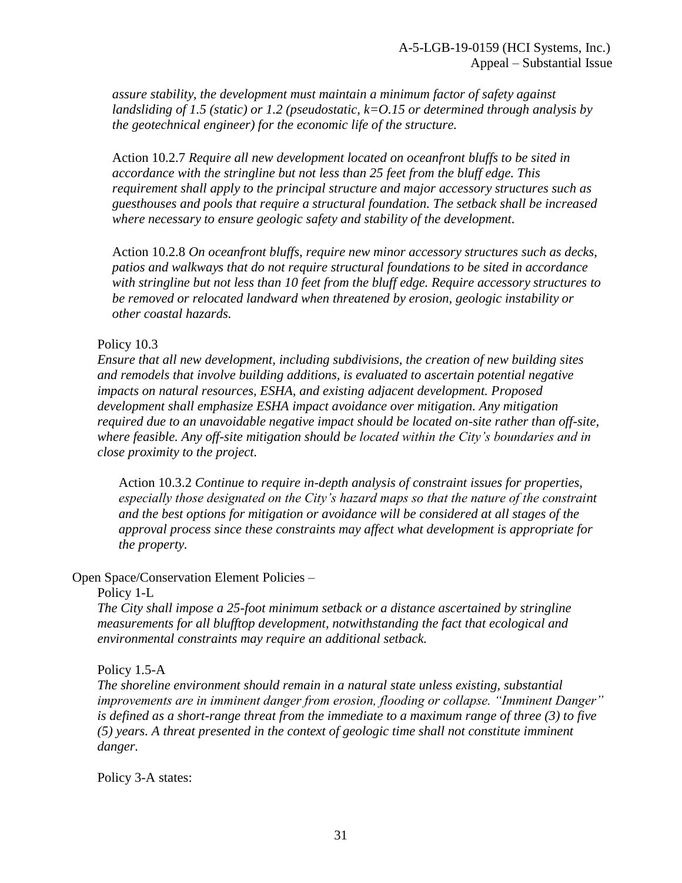*assure stability, the development must maintain a minimum factor of safety against landsliding of 1.5 (static) or 1.2 (pseudostatic, k=O.15 or determined through analysis by the geotechnical engineer) for the economic life of the structure.*

Action 10.2.7 *Require all new development located on oceanfront bluffs to be sited in accordance with the stringline but not less than 25 feet from the bluff edge. This requirement shall apply to the principal structure and major accessory structures such as guesthouses and pools that require a structural foundation. The setback shall be increased where necessary to ensure geologic safety and stability of the development.*

Action 10.2.8 *On oceanfront bluffs, require new minor accessory structures such as decks, patios and walkways that do not require structural foundations to be sited in accordance with stringline but not less than 10 feet from the bluff edge. Require accessory structures to be removed or relocated landward when threatened by erosion, geologic instability or other coastal hazards.*

Policy 10.3
*Ensure that all new development, including subdivisions, the creation of new building sites and remodels that involve building additions, is evaluated to ascertain potential negative impacts on natural resources, ESHA, and existing adjacent development. Proposed development shall emphasize ESHA impact avoidance over mitigation. Any mitigation required due to an unavoidable negative impact should be located on-site rather than off-site, where feasible. Any off-site mitigation should be located within the City's boundaries and in close proximity to the project.*

Action 10.3.2 *Continue to require in-depth analysis of constraint issues for properties, especially those designated on the City's hazard maps so that the nature of the constraint and the best options for mitigation or avoidance will be considered at all stages of the approval process since these constraints may affect what development is appropriate for the property.*

Open Space/Conservation Element Policies –

Policy 1-L
*The City shall impose a 25-foot minimum setback or a distance ascertained by stringline measurements for all blufftop development, notwithstanding the fact that ecological and environmental constraints may require an additional setback.*

Policy 1.5-A
*The shoreline environment should remain in a natural state unless existing, substantial improvements are in imminent danger from erosion, flooding or collapse. "Imminent Danger" is defined as a short-range threat from the immediate to a maximum range of three (3) to five (5) years. A threat presented in the context of geologic time shall not constitute imminent danger.*

Policy 3-A states: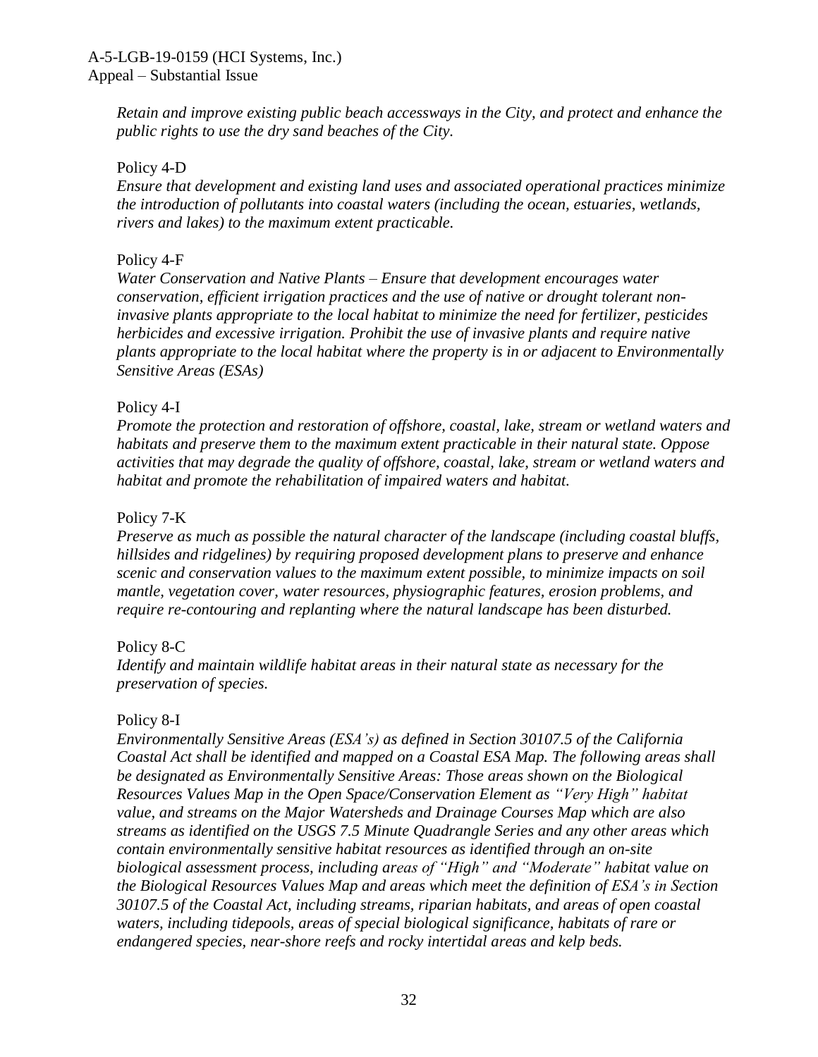*Retain and improve existing public beach accessways in the City, and protect and enhance the public rights to use the dry sand beaches of the City.*

Policy 4-D

*Ensure that development and existing land uses and associated operational practices minimize the introduction of pollutants into coastal waters (including the ocean, estuaries, wetlands, rivers and lakes) to the maximum extent practicable.*

Policy 4-F

*Water Conservation and Native Plants – Ensure that development encourages water conservation, efficient irrigation practices and the use of native or drought tolerant non-invasive plants appropriate to the local habitat to minimize the need for fertilizer, pesticides herbicides and excessive irrigation. Prohibit the use of invasive plants and require native plants appropriate to the local habitat where the property is in or adjacent to Environmentally Sensitive Areas (ESAs)*

Policy 4-I

*Promote the protection and restoration of offshore, coastal, lake, stream or wetland waters and habitats and preserve them to the maximum extent practicable in their natural state. Oppose activities that may degrade the quality of offshore, coastal, lake, stream or wetland waters and habitat and promote the rehabilitation of impaired waters and habitat.*

Policy 7-K

*Preserve as much as possible the natural character of the landscape (including coastal bluffs, hillsides and ridgelines) by requiring proposed development plans to preserve and enhance scenic and conservation values to the maximum extent possible, to minimize impacts on soil mantle, vegetation cover, water resources, physiographic features, erosion problems, and require re-contouring and replanting where the natural landscape has been disturbed.*

Policy 8-C

*Identify and maintain wildlife habitat areas in their natural state as necessary for the preservation of species.*

Policy 8-I

*Environmentally Sensitive Areas (ESA's) as defined in Section 30107.5 of the California Coastal Act shall be identified and mapped on a Coastal ESA Map. The following areas shall be designated as Environmentally Sensitive Areas: Those areas shown on the Biological Resources Values Map in the Open Space/Conservation Element as "Very High" habitat value, and streams on the Major Watersheds and Drainage Courses Map which are also streams as identified on the USGS 7.5 Minute Quadrangle Series and any other areas which contain environmentally sensitive habitat resources as identified through an on-site biological assessment process, including areas of "High" and "Moderate" habitat value on the Biological Resources Values Map and areas which meet the definition of ESA's in Section 30107.5 of the Coastal Act, including streams, riparian habitats, and areas of open coastal waters, including tidepools, areas of special biological significance, habitats of rare or endangered species, near-shore reefs and rocky intertidal areas and kelp beds.*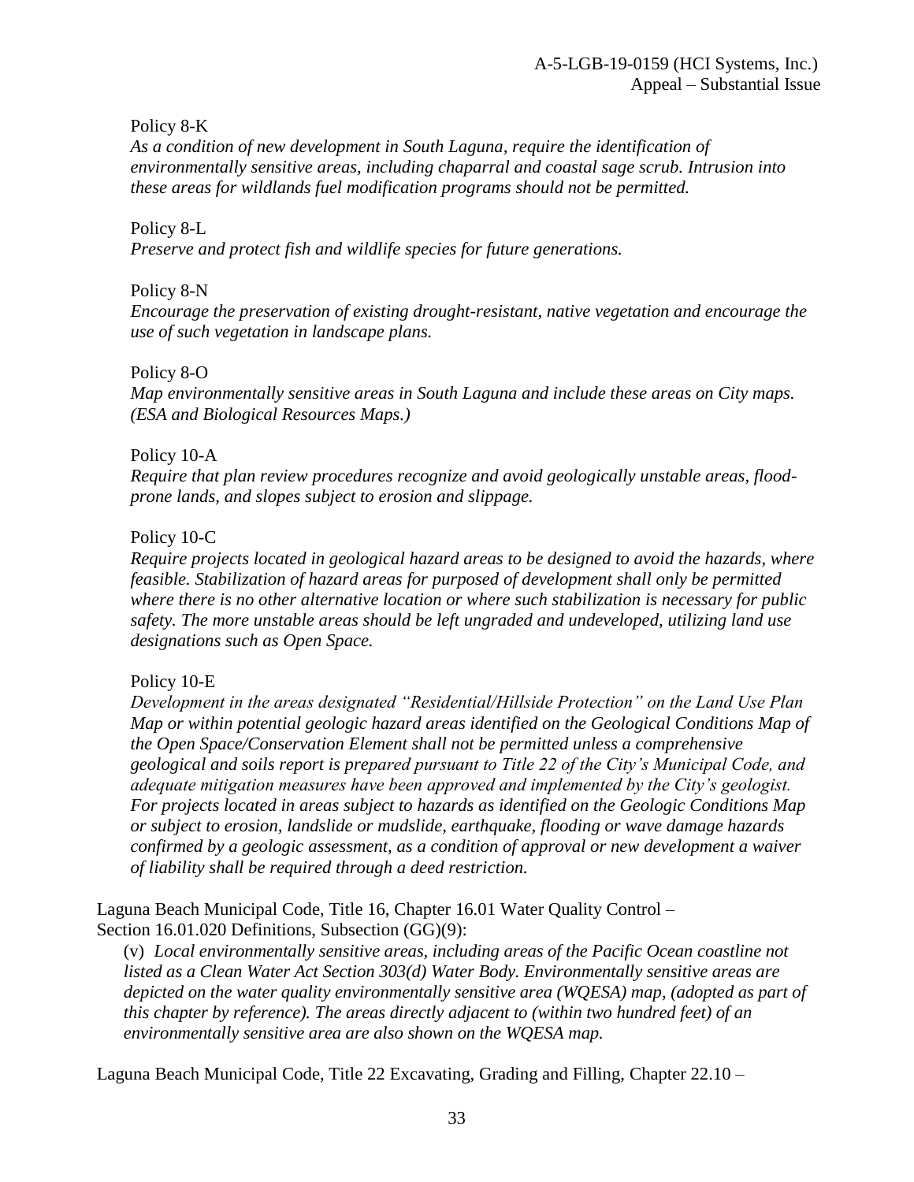Policy 8-K
*As a condition of new development in South Laguna, require the identification of environmentally sensitive areas, including chaparral and coastal sage scrub. Intrusion into these areas for wildlands fuel modification programs should not be permitted.*

Policy 8-L
*Preserve and protect fish and wildlife species for future generations.*

Policy 8-N
*Encourage the preservation of existing drought-resistant, native vegetation and encourage the use of such vegetation in landscape plans.*

Policy 8-O
*Map environmentally sensitive areas in South Laguna and include these areas on City maps. (ESA and Biological Resources Maps.)*

Policy 10-A
*Require that plan review procedures recognize and avoid geologically unstable areas, flood-prone lands, and slopes subject to erosion and slippage.*

Policy 10-C
*Require projects located in geological hazard areas to be designed to avoid the hazards, where feasible. Stabilization of hazard areas for purposed of development shall only be permitted where there is no other alternative location or where such stabilization is necessary for public safety. The more unstable areas should be left ungraded and undeveloped, utilizing land use designations such as Open Space.*

Policy 10-E
*Development in the areas designated "Residential/Hillside Protection" on the Land Use Plan Map or within potential geologic hazard areas identified on the Geological Conditions Map of the Open Space/Conservation Element shall not be permitted unless a comprehensive geological and soils report is prepared pursuant to Title 22 of the City's Municipal Code, and adequate mitigation measures have been approved and implemented by the City's geologist. For projects located in areas subject to hazards as identified on the Geologic Conditions Map or subject to erosion, landslide or mudslide, earthquake, flooding or wave damage hazards confirmed by a geologic assessment, as a condition of approval or new development a waiver of liability shall be required through a deed restriction.*

Laguna Beach Municipal Code, Title 16, Chapter 16.01 Water Quality Control – Section 16.01.020 Definitions, Subsection (GG)(9):

(v) *Local environmentally sensitive areas, including areas of the Pacific Ocean coastline not listed as a Clean Water Act Section 303(d) Water Body. Environmentally sensitive areas are depicted on the water quality environmentally sensitive area (WQESA) map, (adopted as part of this chapter by reference). The areas directly adjacent to (within two hundred feet) of an environmentally sensitive area are also shown on the WQESA map.*

Laguna Beach Municipal Code, Title 22 Excavating, Grading and Filling, Chapter 22.10 –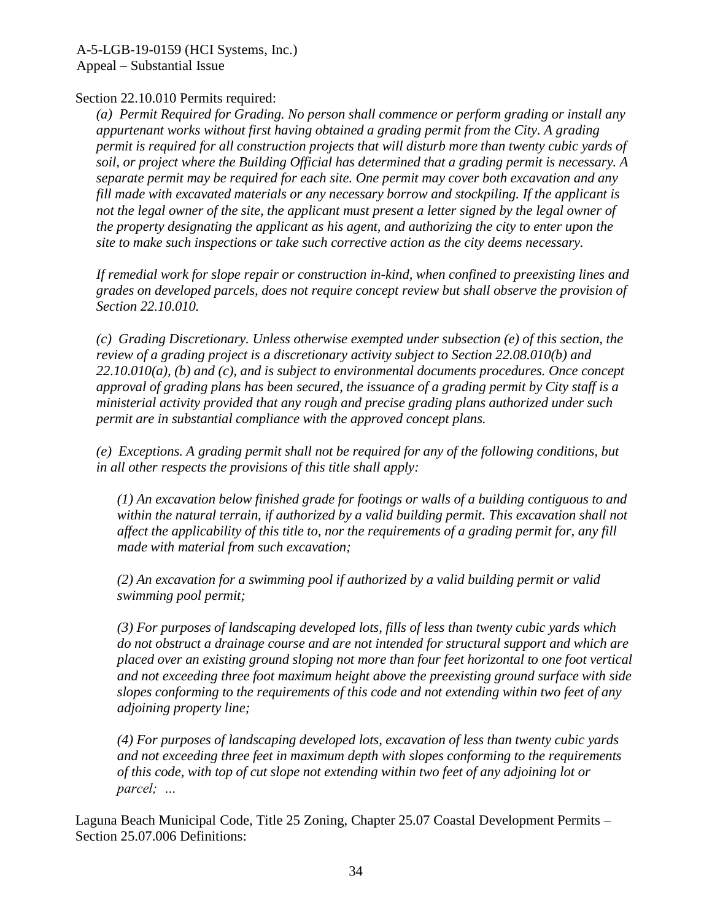Section 22.10.010 Permits required:

*(a) Permit Required for Grading. No person shall commence or perform grading or install any appurtenant works without first having obtained a grading permit from the City. A grading permit is required for all construction projects that will disturb more than twenty cubic yards of soil, or project where the Building Official has determined that a grading permit is necessary. A separate permit may be required for each site. One permit may cover both excavation and any fill made with excavated materials or any necessary borrow and stockpiling. If the applicant is not the legal owner of the site, the applicant must present a letter signed by the legal owner of the property designating the applicant as his agent, and authorizing the city to enter upon the site to make such inspections or take such corrective action as the city deems necessary.*

*If remedial work for slope repair or construction in-kind, when confined to preexisting lines and grades on developed parcels, does not require concept review but shall observe the provision of Section 22.10.010.*

*(c) Grading Discretionary. Unless otherwise exempted under subsection (e) of this section, the review of a grading project is a discretionary activity subject to Section 22.08.010(b) and 22.10.010(a), (b) and (c), and is subject to environmental documents procedures. Once concept approval of grading plans has been secured, the issuance of a grading permit by City staff is a ministerial activity provided that any rough and precise grading plans authorized under such permit are in substantial compliance with the approved concept plans.*

*(e) Exceptions. A grading permit shall not be required for any of the following conditions, but in all other respects the provisions of this title shall apply:*

*(1) An excavation below finished grade for footings or walls of a building contiguous to and within the natural terrain, if authorized by a valid building permit. This excavation shall not affect the applicability of this title to, nor the requirements of a grading permit for, any fill made with material from such excavation;*

*(2) An excavation for a swimming pool if authorized by a valid building permit or valid swimming pool permit;*

*(3) For purposes of landscaping developed lots, fills of less than twenty cubic yards which do not obstruct a drainage course and are not intended for structural support and which are placed over an existing ground sloping not more than four feet horizontal to one foot vertical and not exceeding three foot maximum height above the preexisting ground surface with side slopes conforming to the requirements of this code and not extending within two feet of any adjoining property line;*

*(4) For purposes of landscaping developed lots, excavation of less than twenty cubic yards and not exceeding three feet in maximum depth with slopes conforming to the requirements of this code, with top of cut slope not extending within two feet of any adjoining lot or parcel; …*

Laguna Beach Municipal Code, Title 25 Zoning, Chapter 25.07 Coastal Development Permits – Section 25.07.006 Definitions: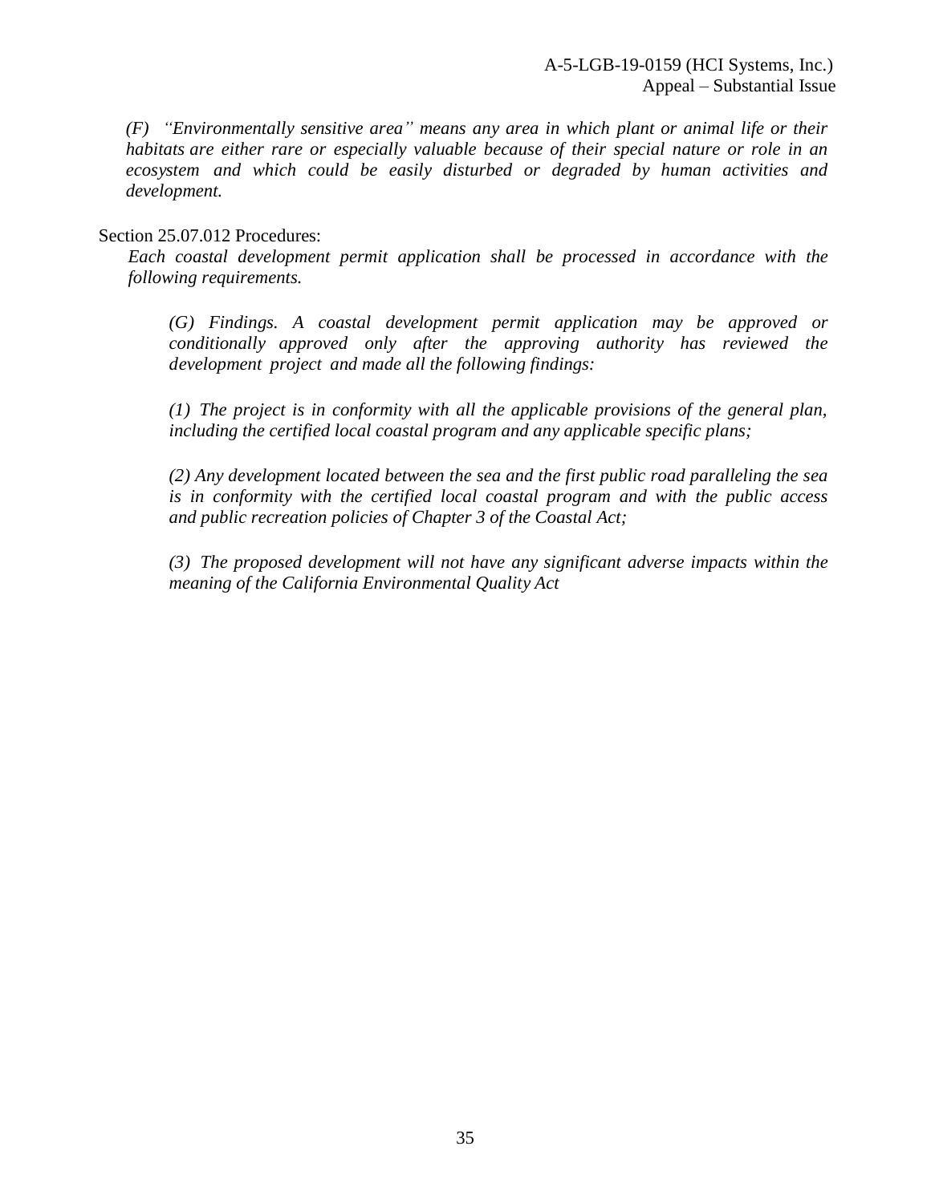*(F) "Environmentally sensitive area" means any area in which plant or animal life or their habitats are either rare or especially valuable because of their special nature or role in an ecosystem and which could be easily disturbed or degraded by human activities and development.*

Section 25.07.012 Procedures:

*Each coastal development permit application shall be processed in accordance with the following requirements.*

*(G) Findings. A coastal development permit application may be approved or conditionally approved only after the approving authority has reviewed the development project and made all the following findings:*

*(1) The project is in conformity with all the applicable provisions of the general plan, including the certified local coastal program and any applicable specific plans;*

*(2) Any development located between the sea and the first public road paralleling the sea is in conformity with the certified local coastal program and with the public access and public recreation policies of Chapter 3 of the Coastal Act;*

*(3) The proposed development will not have any significant adverse impacts within the meaning of the California Environmental Quality Act*